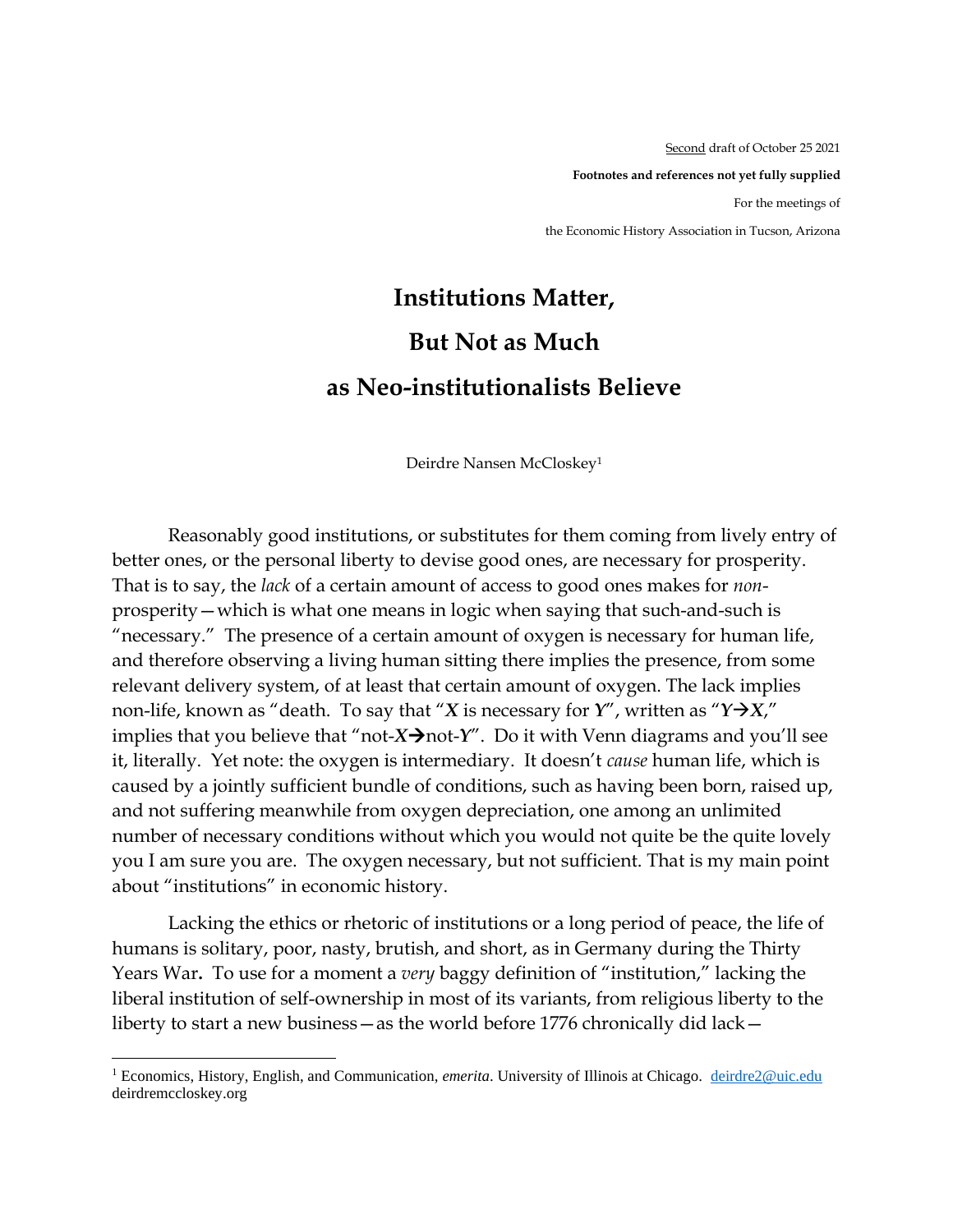Second draft of October 25 2021

**Footnotes and references not yet fully supplied**

For the meetings of

the Economic History Association in Tucson, Arizona

# Institutions Matter,
# But Not as Much
# as Neo-institutionalists Believe

Deirdre Nansen McCloskey[1]

Reasonably good institutions, or substitutes for them coming from lively entry of better ones, or the personal liberty to devise good ones, are necessary for prosperity. That is to say, the *lack* of a certain amount of access to good ones makes for *non*-prosperity—which is what one means in logic when saying that such-and-such is "necessary." The presence of a certain amount of oxygen is necessary for human life, and therefore observing a living human sitting there implies the presence, from some relevant delivery system, of at least that certain amount of oxygen. The lack implies non-life, known as "death. To say that "***X*** is necessary for ***Y***", written as "***Y***→***X***," implies that you believe that "not-***X***→not-***Y***". Do it with Venn diagrams and you'll see it, literally. Yet note: the oxygen is intermediary. It doesn't *cause* human life, which is caused by a jointly sufficient bundle of conditions, such as having been born, raised up, and not suffering meanwhile from oxygen depreciation, one among an unlimited number of necessary conditions without which you would not quite be the quite lovely you I am sure you are. The oxygen necessary, but not sufficient. That is my main point about "institutions" in economic history.

Lacking the ethics or rhetoric of institutions or a long period of peace, the life of humans is solitary, poor, nasty, brutish, and short, as in Germany during the Thirty Years War**.** To use for a moment a *very* baggy definition of "institution," lacking the liberal institution of self-ownership in most of its variants, from religious liberty to the liberty to start a new business—as the world before 1776 chronically did lack—

[1] Economics, History, English, and Communication, *emerita*. University of Illinois at Chicago. deirdre2@uic.edu deirdremccloskey.org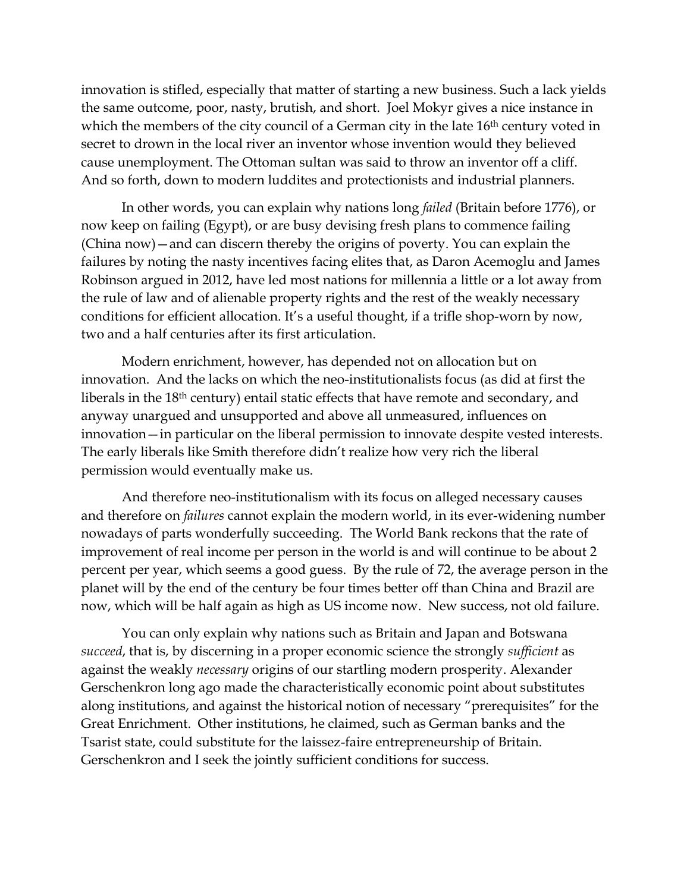innovation is stifled, especially that matter of starting a new business. Such a lack yields the same outcome, poor, nasty, brutish, and short. Joel Mokyr gives a nice instance in which the members of the city council of a German city in the late 16th century voted in secret to drown in the local river an inventor whose invention would they believed cause unemployment. The Ottoman sultan was said to throw an inventor off a cliff. And so forth, down to modern luddites and protectionists and industrial planners.

In other words, you can explain why nations long *failed* (Britain before 1776), or now keep on failing (Egypt), or are busy devising fresh plans to commence failing (China now)—and can discern thereby the origins of poverty. You can explain the failures by noting the nasty incentives facing elites that, as Daron Acemoglu and James Robinson argued in 2012, have led most nations for millennia a little or a lot away from the rule of law and of alienable property rights and the rest of the weakly necessary conditions for efficient allocation. It's a useful thought, if a trifle shop-worn by now, two and a half centuries after its first articulation.

Modern enrichment, however, has depended not on allocation but on innovation. And the lacks on which the neo-institutionalists focus (as did at first the liberals in the 18th century) entail static effects that have remote and secondary, and anyway unargued and unsupported and above all unmeasured, influences on innovation—in particular on the liberal permission to innovate despite vested interests. The early liberals like Smith therefore didn't realize how very rich the liberal permission would eventually make us.

And therefore neo-institutionalism with its focus on alleged necessary causes and therefore on *failures* cannot explain the modern world, in its ever-widening number nowadays of parts wonderfully succeeding. The World Bank reckons that the rate of improvement of real income per person in the world is and will continue to be about 2 percent per year, which seems a good guess. By the rule of 72, the average person in the planet will by the end of the century be four times better off than China and Brazil are now, which will be half again as high as US income now. New success, not old failure.

You can only explain why nations such as Britain and Japan and Botswana *succeed*, that is, by discerning in a proper economic science the strongly *sufficient* as against the weakly *necessary* origins of our startling modern prosperity. Alexander Gerschenkron long ago made the characteristically economic point about substitutes along institutions, and against the historical notion of necessary "prerequisites" for the Great Enrichment. Other institutions, he claimed, such as German banks and the Tsarist state, could substitute for the laissez-faire entrepreneurship of Britain. Gerschenkron and I seek the jointly sufficient conditions for success.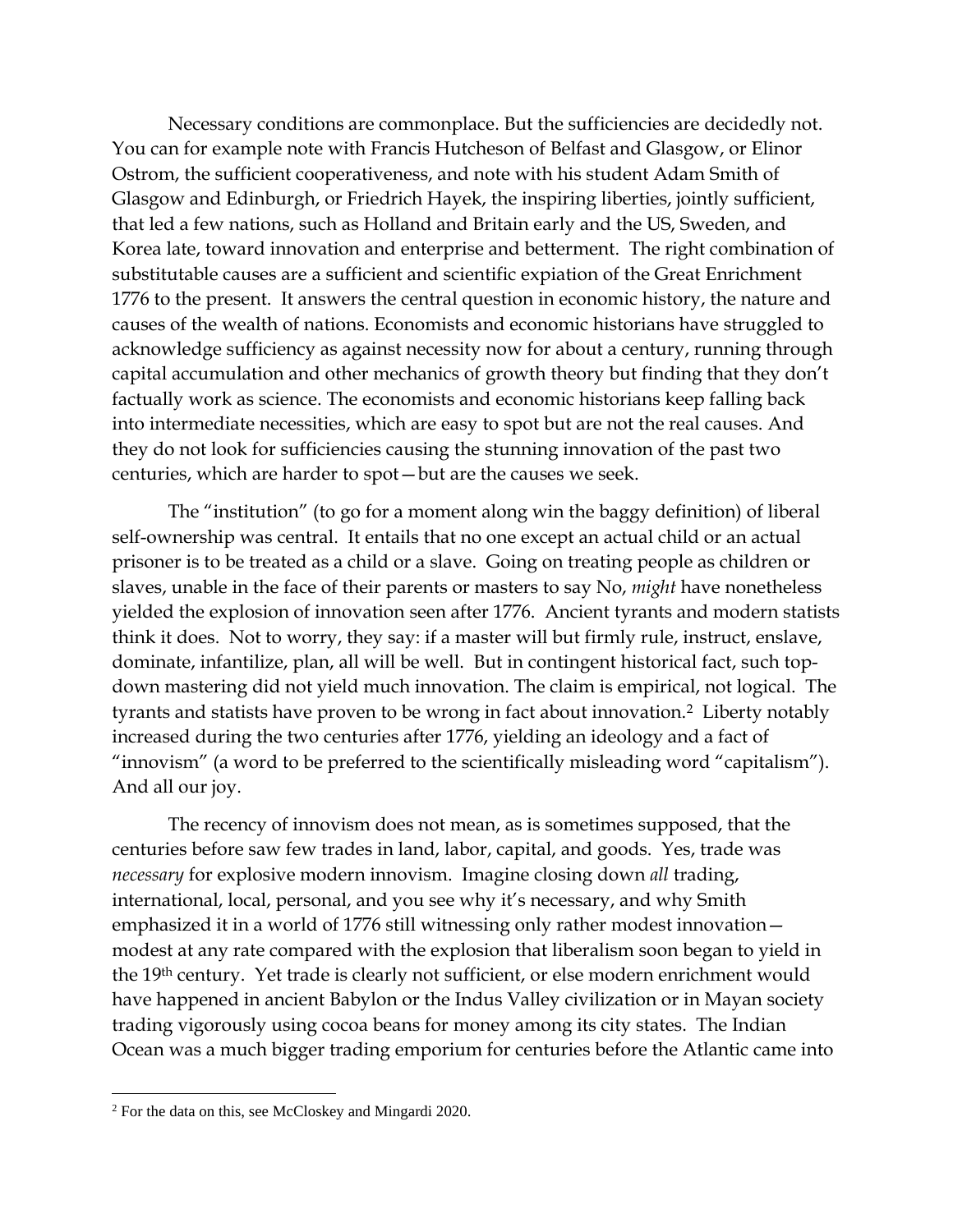Necessary conditions are commonplace. But the sufficiencies are decidedly not. You can for example note with Francis Hutcheson of Belfast and Glasgow, or Elinor Ostrom, the sufficient cooperativeness, and note with his student Adam Smith of Glasgow and Edinburgh, or Friedrich Hayek, the inspiring liberties, jointly sufficient, that led a few nations, such as Holland and Britain early and the US, Sweden, and Korea late, toward innovation and enterprise and betterment. The right combination of substitutable causes are a sufficient and scientific expiation of the Great Enrichment 1776 to the present. It answers the central question in economic history, the nature and causes of the wealth of nations. Economists and economic historians have struggled to acknowledge sufficiency as against necessity now for about a century, running through capital accumulation and other mechanics of growth theory but finding that they don't factually work as science. The economists and economic historians keep falling back into intermediate necessities, which are easy to spot but are not the real causes. And they do not look for sufficiencies causing the stunning innovation of the past two centuries, which are harder to spot—but are the causes we seek.

The "institution" (to go for a moment along win the baggy definition) of liberal self-ownership was central. It entails that no one except an actual child or an actual prisoner is to be treated as a child or a slave. Going on treating people as children or slaves, unable in the face of their parents or masters to say No, *might* have nonetheless yielded the explosion of innovation seen after 1776. Ancient tyrants and modern statists think it does. Not to worry, they say: if a master will but firmly rule, instruct, enslave, dominate, infantilize, plan, all will be well. But in contingent historical fact, such top-down mastering did not yield much innovation. The claim is empirical, not logical. The tyrants and statists have proven to be wrong in fact about innovation.[2] Liberty notably increased during the two centuries after 1776, yielding an ideology and a fact of "innovism" (a word to be preferred to the scientifically misleading word "capitalism"). And all our joy.

The recency of innovism does not mean, as is sometimes supposed, that the centuries before saw few trades in land, labor, capital, and goods. Yes, trade was *necessary* for explosive modern innovism. Imagine closing down *all* trading, international, local, personal, and you see why it's necessary, and why Smith emphasized it in a world of 1776 still witnessing only rather modest innovation—modest at any rate compared with the explosion that liberalism soon began to yield in the 19th century. Yet trade is clearly not sufficient, or else modern enrichment would have happened in ancient Babylon or the Indus Valley civilization or in Mayan society trading vigorously using cocoa beans for money among its city states. The Indian Ocean was a much bigger trading emporium for centuries before the Atlantic came into

[2] For the data on this, see McCloskey and Mingardi 2020.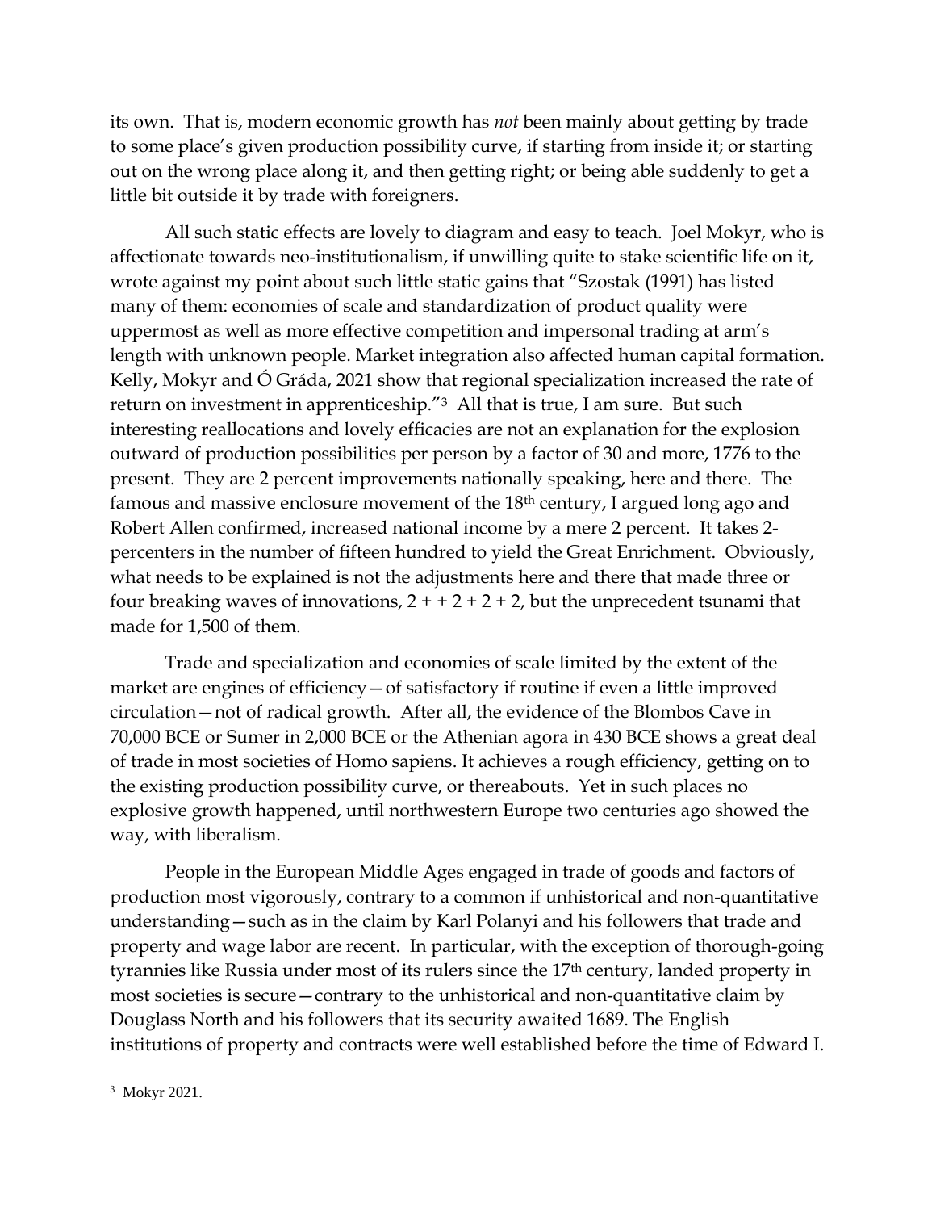its own. That is, modern economic growth has *not* been mainly about getting by trade to some place's given production possibility curve, if starting from inside it; or starting out on the wrong place along it, and then getting right; or being able suddenly to get a little bit outside it by trade with foreigners.

All such static effects are lovely to diagram and easy to teach. Joel Mokyr, who is affectionate towards neo-institutionalism, if unwilling quite to stake scientific life on it, wrote against my point about such little static gains that "Szostak (1991) has listed many of them: economies of scale and standardization of product quality were uppermost as well as more effective competition and impersonal trading at arm's length with unknown people. Market integration also affected human capital formation. Kelly, Mokyr and Ó Gráda, 2021 show that regional specialization increased the rate of return on investment in apprenticeship."[3] All that is true, I am sure. But such interesting reallocations and lovely efficacies are not an explanation for the explosion outward of production possibilities per person by a factor of 30 and more, 1776 to the present. They are 2 percent improvements nationally speaking, here and there. The famous and massive enclosure movement of the 18th century, I argued long ago and Robert Allen confirmed, increased national income by a mere 2 percent. It takes 2-percenters in the number of fifteen hundred to yield the Great Enrichment. Obviously, what needs to be explained is not the adjustments here and there that made three or four breaking waves of innovations, 2 + + 2 + 2 + 2, but the unprecedent tsunami that made for 1,500 of them.

Trade and specialization and economies of scale limited by the extent of the market are engines of efficiency—of satisfactory if routine if even a little improved circulation—not of radical growth. After all, the evidence of the Blombos Cave in 70,000 BCE or Sumer in 2,000 BCE or the Athenian agora in 430 BCE shows a great deal of trade in most societies of Homo sapiens. It achieves a rough efficiency, getting on to the existing production possibility curve, or thereabouts. Yet in such places no explosive growth happened, until northwestern Europe two centuries ago showed the way, with liberalism.

People in the European Middle Ages engaged in trade of goods and factors of production most vigorously, contrary to a common if unhistorical and non-quantitative understanding—such as in the claim by Karl Polanyi and his followers that trade and property and wage labor are recent. In particular, with the exception of thorough-going tyrannies like Russia under most of its rulers since the 17th century, landed property in most societies is secure—contrary to the unhistorical and non-quantitative claim by Douglass North and his followers that its security awaited 1689. The English institutions of property and contracts were well established before the time of Edward I.

[3] Mokyr 2021.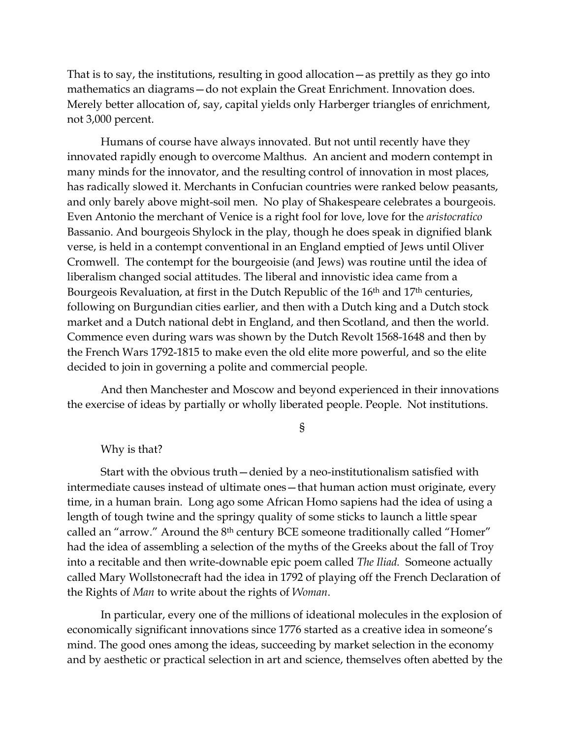That is to say, the institutions, resulting in good allocation—as prettily as they go into mathematics an diagrams—do not explain the Great Enrichment. Innovation does. Merely better allocation of, say, capital yields only Harberger triangles of enrichment, not 3,000 percent.

Humans of course have always innovated. But not until recently have they innovated rapidly enough to overcome Malthus. An ancient and modern contempt in many minds for the innovator, and the resulting control of innovation in most places, has radically slowed it. Merchants in Confucian countries were ranked below peasants, and only barely above might-soil men. No play of Shakespeare celebrates a bourgeois. Even Antonio the merchant of Venice is a right fool for love, love for the *aristocratico* Bassanio. And bourgeois Shylock in the play, though he does speak in dignified blank verse, is held in a contempt conventional in an England emptied of Jews until Oliver Cromwell. The contempt for the bourgeoisie (and Jews) was routine until the idea of liberalism changed social attitudes. The liberal and innovistic idea came from a Bourgeois Revaluation, at first in the Dutch Republic of the 16th and 17th centuries, following on Burgundian cities earlier, and then with a Dutch king and a Dutch stock market and a Dutch national debt in England, and then Scotland, and then the world. Commence even during wars was shown by the Dutch Revolt 1568-1648 and then by the French Wars 1792-1815 to make even the old elite more powerful, and so the elite decided to join in governing a polite and commercial people.

And then Manchester and Moscow and beyond experienced in their innovations the exercise of ideas by partially or wholly liberated people. People. Not institutions.

§

Why is that?

Start with the obvious truth—denied by a neo-institutionalism satisfied with intermediate causes instead of ultimate ones—that human action must originate, every time, in a human brain. Long ago some African Homo sapiens had the idea of using a length of tough twine and the springy quality of some sticks to launch a little spear called an "arrow." Around the 8th century BCE someone traditionally called "Homer" had the idea of assembling a selection of the myths of the Greeks about the fall of Troy into a recitable and then write-downable epic poem called *The Iliad*. Someone actually called Mary Wollstonecraft had the idea in 1792 of playing off the French Declaration of the Rights of *Man* to write about the rights of *Woman*.

In particular, every one of the millions of ideational molecules in the explosion of economically significant innovations since 1776 started as a creative idea in someone's mind. The good ones among the ideas, succeeding by market selection in the economy and by aesthetic or practical selection in art and science, themselves often abetted by the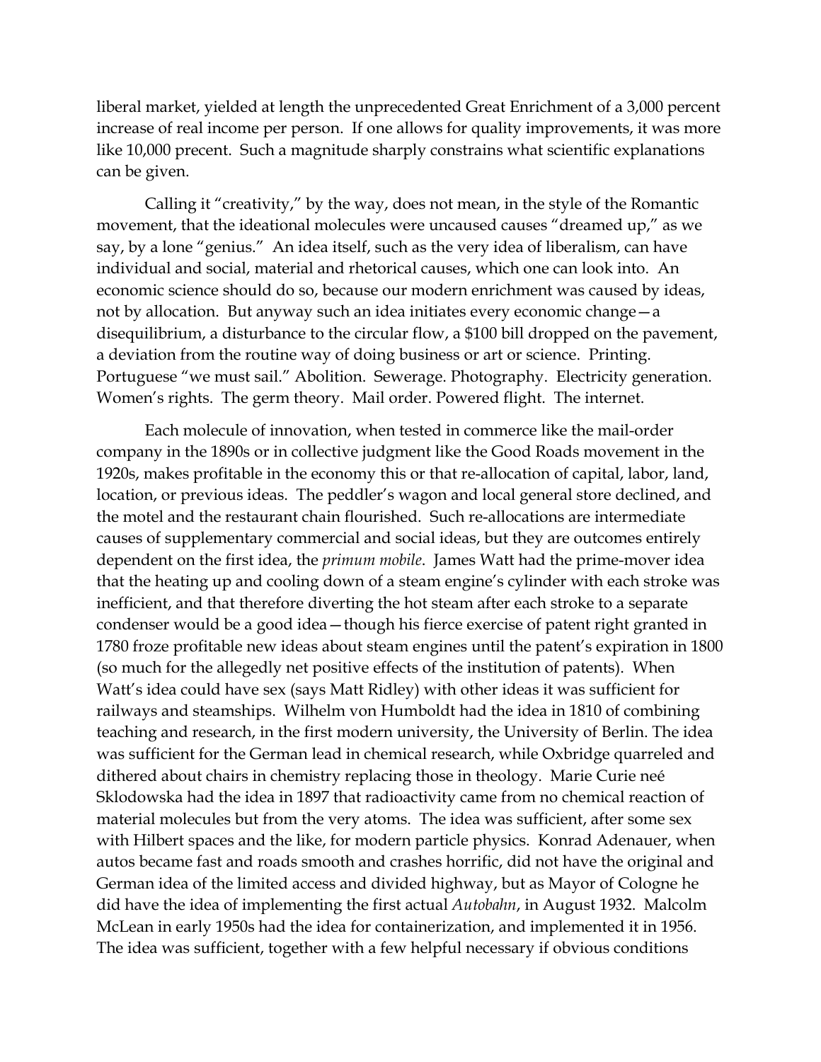liberal market, yielded at length the unprecedented Great Enrichment of a 3,000 percent increase of real income per person. If one allows for quality improvements, it was more like 10,000 precent. Such a magnitude sharply constrains what scientific explanations can be given.

Calling it "creativity," by the way, does not mean, in the style of the Romantic movement, that the ideational molecules were uncaused causes "dreamed up," as we say, by a lone "genius." An idea itself, such as the very idea of liberalism, can have individual and social, material and rhetorical causes, which one can look into. An economic science should do so, because our modern enrichment was caused by ideas, not by allocation. But anyway such an idea initiates every economic change—a disequilibrium, a disturbance to the circular flow, a $100 bill dropped on the pavement, a deviation from the routine way of doing business or art or science. Printing. Portuguese "we must sail." Abolition. Sewerage. Photography. Electricity generation. Women's rights. The germ theory. Mail order. Powered flight. The internet.

Each molecule of innovation, when tested in commerce like the mail-order company in the 1890s or in collective judgment like the Good Roads movement in the 1920s, makes profitable in the economy this or that re-allocation of capital, labor, land, location, or previous ideas. The peddler's wagon and local general store declined, and the motel and the restaurant chain flourished. Such re-allocations are intermediate causes of supplementary commercial and social ideas, but they are outcomes entirely dependent on the first idea, the *primum mobile*. James Watt had the prime-mover idea that the heating up and cooling down of a steam engine's cylinder with each stroke was inefficient, and that therefore diverting the hot steam after each stroke to a separate condenser would be a good idea—though his fierce exercise of patent right granted in 1780 froze profitable new ideas about steam engines until the patent's expiration in 1800 (so much for the allegedly net positive effects of the institution of patents). When Watt's idea could have sex (says Matt Ridley) with other ideas it was sufficient for railways and steamships. Wilhelm von Humboldt had the idea in 1810 of combining teaching and research, in the first modern university, the University of Berlin. The idea was sufficient for the German lead in chemical research, while Oxbridge quarreled and dithered about chairs in chemistry replacing those in theology. Marie Curie neé Sklodowska had the idea in 1897 that radioactivity came from no chemical reaction of material molecules but from the very atoms. The idea was sufficient, after some sex with Hilbert spaces and the like, for modern particle physics. Konrad Adenauer, when autos became fast and roads smooth and crashes horrific, did not have the original and German idea of the limited access and divided highway, but as Mayor of Cologne he did have the idea of implementing the first actual *Autobahn*, in August 1932. Malcolm McLean in early 1950s had the idea for containerization, and implemented it in 1956. The idea was sufficient, together with a few helpful necessary if obvious conditions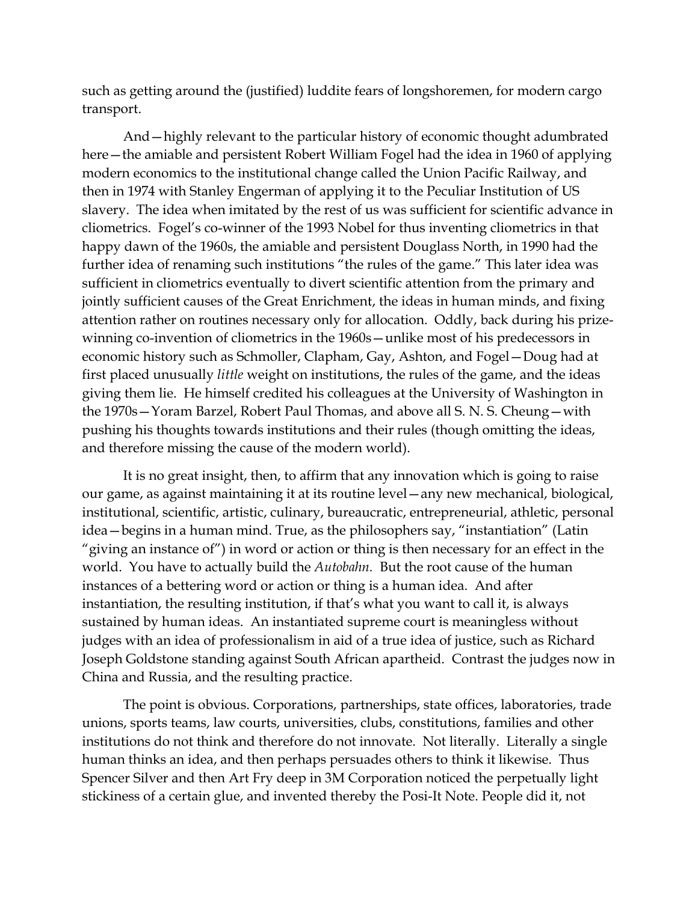such as getting around the (justified) luddite fears of longshoremen, for modern cargo transport.

And—highly relevant to the particular history of economic thought adumbrated here—the amiable and persistent Robert William Fogel had the idea in 1960 of applying modern economics to the institutional change called the Union Pacific Railway, and then in 1974 with Stanley Engerman of applying it to the Peculiar Institution of US slavery. The idea when imitated by the rest of us was sufficient for scientific advance in cliometrics. Fogel's co-winner of the 1993 Nobel for thus inventing cliometrics in that happy dawn of the 1960s, the amiable and persistent Douglass North, in 1990 had the further idea of renaming such institutions "the rules of the game." This later idea was sufficient in cliometrics eventually to divert scientific attention from the primary and jointly sufficient causes of the Great Enrichment, the ideas in human minds, and fixing attention rather on routines necessary only for allocation. Oddly, back during his prize-winning co-invention of cliometrics in the 1960s—unlike most of his predecessors in economic history such as Schmoller, Clapham, Gay, Ashton, and Fogel—Doug had at first placed unusually *little* weight on institutions, the rules of the game, and the ideas giving them lie. He himself credited his colleagues at the University of Washington in the 1970s—Yoram Barzel, Robert Paul Thomas, and above all S. N. S. Cheung—with pushing his thoughts towards institutions and their rules (though omitting the ideas, and therefore missing the cause of the modern world).

It is no great insight, then, to affirm that any innovation which is going to raise our game, as against maintaining it at its routine level—any new mechanical, biological, institutional, scientific, artistic, culinary, bureaucratic, entrepreneurial, athletic, personal idea—begins in a human mind. True, as the philosophers say, "instantiation" (Latin "giving an instance of") in word or action or thing is then necessary for an effect in the world. You have to actually build the *Autobahn*. But the root cause of the human instances of a bettering word or action or thing is a human idea. And after instantiation, the resulting institution, if that's what you want to call it, is always sustained by human ideas. An instantiated supreme court is meaningless without judges with an idea of professionalism in aid of a true idea of justice, such as Richard Joseph Goldstone standing against South African apartheid. Contrast the judges now in China and Russia, and the resulting practice.

The point is obvious. Corporations, partnerships, state offices, laboratories, trade unions, sports teams, law courts, universities, clubs, constitutions, families and other institutions do not think and therefore do not innovate. Not literally. Literally a single human thinks an idea, and then perhaps persuades others to think it likewise. Thus Spencer Silver and then Art Fry deep in 3M Corporation noticed the perpetually light stickiness of a certain glue, and invented thereby the Posi-It Note. People did it, not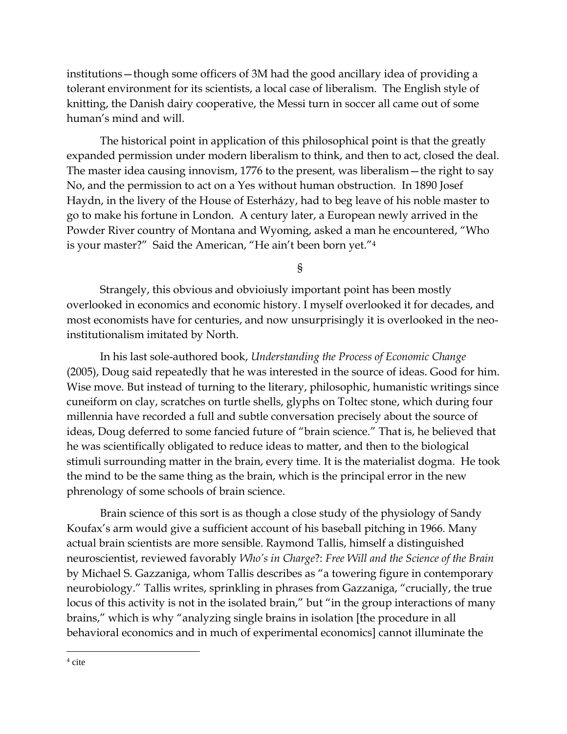institutions—though some officers of 3M had the good ancillary idea of providing a tolerant environment for its scientists, a local case of liberalism. The English style of knitting, the Danish dairy cooperative, the Messi turn in soccer all came out of some human's mind and will.

The historical point in application of this philosophical point is that the greatly expanded permission under modern liberalism to think, and then to act, closed the deal. The master idea causing innovism, 1776 to the present, was liberalism—the right to say No, and the permission to act on a Yes without human obstruction. In 1890 Josef Haydn, in the livery of the House of Esterházy, had to beg leave of his noble master to go to make his fortune in London. A century later, a European newly arrived in the Powder River country of Montana and Wyoming, asked a man he encountered, "Who is your master?" Said the American, "He ain't been born yet."[4]

§

Strangely, this obvious and obvioiusly important point has been mostly overlooked in economics and economic history. I myself overlooked it for decades, and most economists have for centuries, and now unsurprisingly it is overlooked in the neo-institutionalism imitated by North.

In his last sole-authored book, *Understanding the Process of Economic Change* (2005), Doug said repeatedly that he was interested in the source of ideas. Good for him. Wise move. But instead of turning to the literary, philosophic, humanistic writings since cuneiform on clay, scratches on turtle shells, glyphs on Toltec stone, which during four millennia have recorded a full and subtle conversation precisely about the source of ideas, Doug deferred to some fancied future of "brain science." That is, he believed that he was scientifically obligated to reduce ideas to matter, and then to the biological stimuli surrounding matter in the brain, every time. It is the materialist dogma. He took the mind to be the same thing as the brain, which is the principal error in the new phrenology of some schools of brain science.

Brain science of this sort is as though a close study of the physiology of Sandy Koufax's arm would give a sufficient account of his baseball pitching in 1966. Many actual brain scientists are more sensible. Raymond Tallis, himself a distinguished neuroscientist, reviewed favorably *Who's in Charge*?: *Free Will and the Science of the Brain* by Michael S. Gazzaniga, whom Tallis describes as "a towering figure in contemporary neurobiology." Tallis writes, sprinkling in phrases from Gazzaniga, "crucially, the true locus of this activity is not in the isolated brain," but "in the group interactions of many brains," which is why "analyzing single brains in isolation [the procedure in all behavioral economics and in much of experimental economics] cannot illuminate the

[4] cite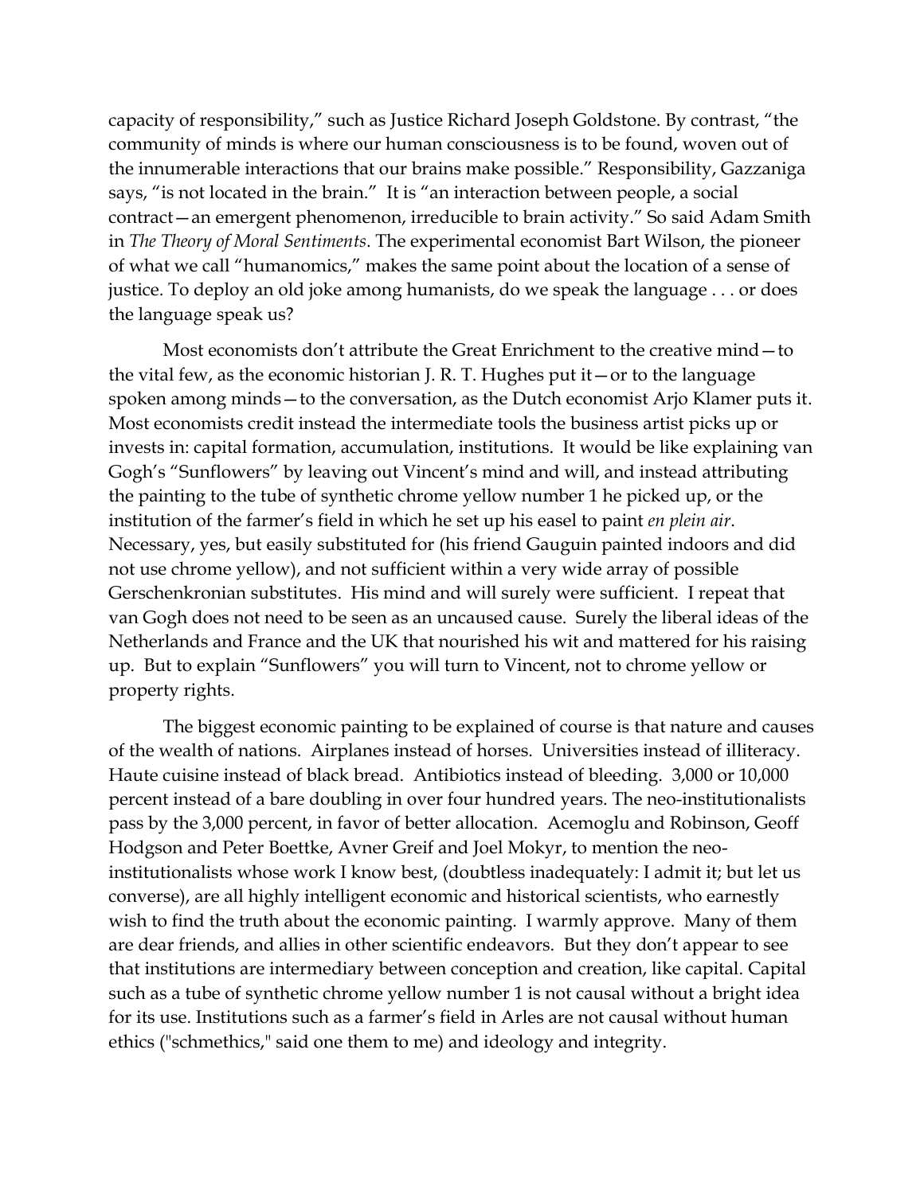capacity of responsibility," such as Justice Richard Joseph Goldstone. By contrast, "the community of minds is where our human consciousness is to be found, woven out of the innumerable interactions that our brains make possible." Responsibility, Gazzaniga says, "is not located in the brain." It is "an interaction between people, a social contract—an emergent phenomenon, irreducible to brain activity." So said Adam Smith in *The Theory of Moral Sentiments*. The experimental economist Bart Wilson, the pioneer of what we call "humanomics," makes the same point about the location of a sense of justice. To deploy an old joke among humanists, do we speak the language . . . or does the language speak us?

Most economists don't attribute the Great Enrichment to the creative mind—to the vital few, as the economic historian J. R. T. Hughes put it—or to the language spoken among minds—to the conversation, as the Dutch economist Arjo Klamer puts it. Most economists credit instead the intermediate tools the business artist picks up or invests in: capital formation, accumulation, institutions. It would be like explaining van Gogh's "Sunflowers" by leaving out Vincent's mind and will, and instead attributing the painting to the tube of synthetic chrome yellow number 1 he picked up, or the institution of the farmer's field in which he set up his easel to paint *en plein air*. Necessary, yes, but easily substituted for (his friend Gauguin painted indoors and did not use chrome yellow), and not sufficient within a very wide array of possible Gerschenkronian substitutes. His mind and will surely were sufficient. I repeat that van Gogh does not need to be seen as an uncaused cause. Surely the liberal ideas of the Netherlands and France and the UK that nourished his wit and mattered for his raising up. But to explain "Sunflowers" you will turn to Vincent, not to chrome yellow or property rights.

The biggest economic painting to be explained of course is that nature and causes of the wealth of nations. Airplanes instead of horses. Universities instead of illiteracy. Haute cuisine instead of black bread. Antibiotics instead of bleeding. 3,000 or 10,000 percent instead of a bare doubling in over four hundred years. The neo-institutionalists pass by the 3,000 percent, in favor of better allocation. Acemoglu and Robinson, Geoff Hodgson and Peter Boettke, Avner Greif and Joel Mokyr, to mention the neo-institutionalists whose work I know best, (doubtless inadequately: I admit it; but let us converse), are all highly intelligent economic and historical scientists, who earnestly wish to find the truth about the economic painting. I warmly approve. Many of them are dear friends, and allies in other scientific endeavors. But they don't appear to see that institutions are intermediary between conception and creation, like capital. Capital such as a tube of synthetic chrome yellow number 1 is not causal without a bright idea for its use. Institutions such as a farmer's field in Arles are not causal without human ethics ("schmethics," said one them to me) and ideology and integrity.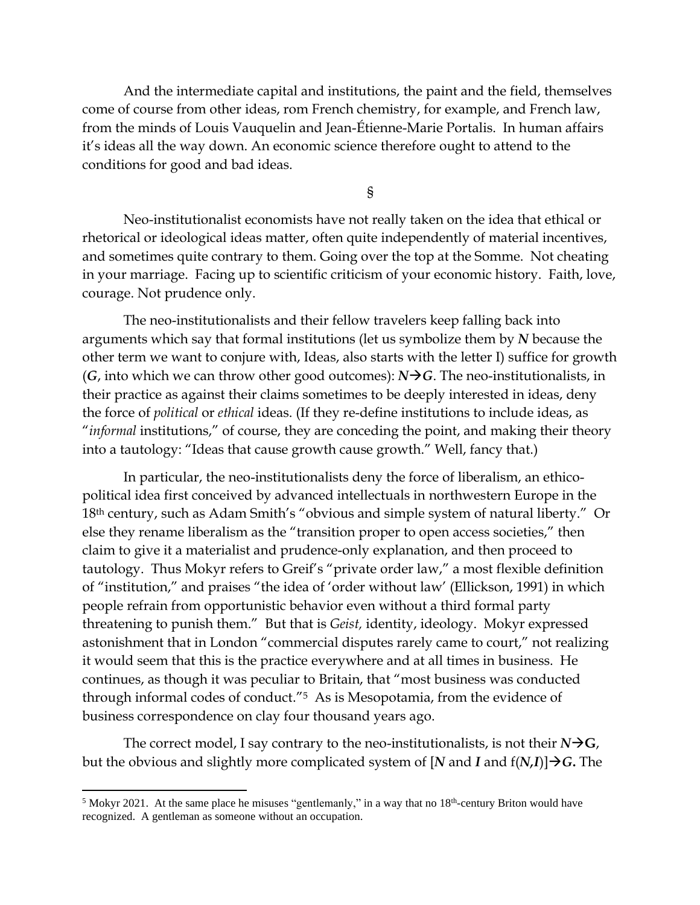And the intermediate capital and institutions, the paint and the field, themselves come of course from other ideas, rom French chemistry, for example, and French law, from the minds of Louis Vauquelin and Jean-Étienne-Marie Portalis. In human affairs it's ideas all the way down. An economic science therefore ought to attend to the conditions for good and bad ideas.

§

Neo-institutionalist economists have not really taken on the idea that ethical or rhetorical or ideological ideas matter, often quite independently of material incentives, and sometimes quite contrary to them. Going over the top at the Somme. Not cheating in your marriage. Facing up to scientific criticism of your economic history. Faith, love, courage. Not prudence only.

The neo-institutionalists and their fellow travelers keep falling back into arguments which say that formal institutions (let us symbolize them by $\boldsymbol{N}$ because the other term we want to conjure with, Ideas, also starts with the letter I) suffice for growth ($\boldsymbol{G}$, into which we can throw other good outcomes): $\boldsymbol{N} \rightarrow \boldsymbol{G}$. The neo-institutionalists, in their practice as against their claims sometimes to be deeply interested in ideas, deny the force of *political* or *ethical* ideas. (If they re-define institutions to include ideas, as "*informal* institutions," of course, they are conceding the point, and making their theory into a tautology: "Ideas that cause growth cause growth." Well, fancy that.)

In particular, the neo-institutionalists deny the force of liberalism, an ethico-political idea first conceived by advanced intellectuals in northwestern Europe in the 18th century, such as Adam Smith's "obvious and simple system of natural liberty." Or else they rename liberalism as the "transition proper to open access societies," then claim to give it a materialist and prudence-only explanation, and then proceed to tautology. Thus Mokyr refers to Greif's "private order law," a most flexible definition of "institution," and praises "the idea of 'order without law' (Ellickson, 1991) in which people refrain from opportunistic behavior even without a third formal party threatening to punish them." But that is *Geist,* identity, ideology. Mokyr expressed astonishment that in London "commercial disputes rarely came to court," not realizing it would seem that this is the practice everywhere and at all times in business. He continues, as though it was peculiar to Britain, that "most business was conducted through informal codes of conduct."[5] As is Mesopotamia, from the evidence of business correspondence on clay four thousand years ago.

The correct model, I say contrary to the neo-institutionalists, is not their $\boldsymbol{N} \rightarrow \mathbf{G}$, but the obvious and slightly more complicated system of [$\boldsymbol{N}$ and $\boldsymbol{I}$ and f($\boldsymbol{N},\boldsymbol{I}$)]$\rightarrow \boldsymbol{G}$. The

[5] Mokyr 2021. At the same place he misuses "gentlemanly," in a way that no 18th-century Briton would have recognized. A gentleman as someone without an occupation.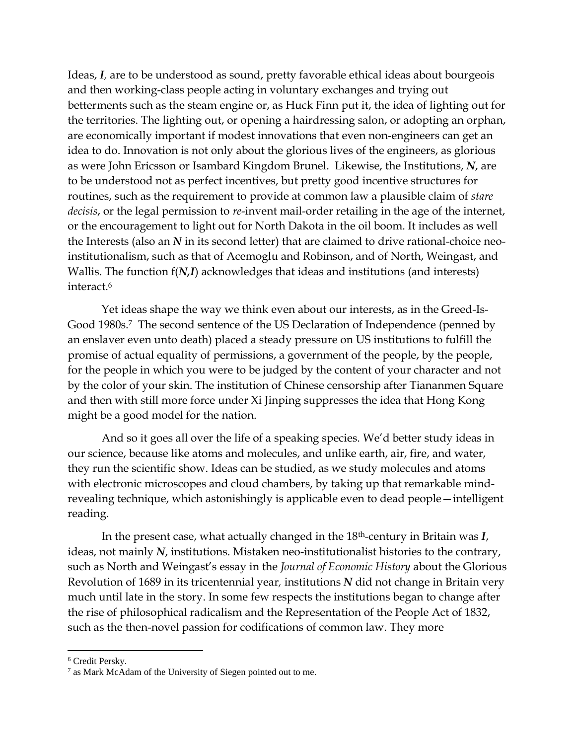Ideas, ***I***, are to be understood as sound, pretty favorable ethical ideas about bourgeois and then working-class people acting in voluntary exchanges and trying out betterments such as the steam engine or, as Huck Finn put it, the idea of lighting out for the territories. The lighting out, or opening a hairdressing salon, or adopting an orphan, are economically important if modest innovations that even non-engineers can get an idea to do. Innovation is not only about the glorious lives of the engineers, as glorious as were John Ericsson or Isambard Kingdom Brunel. Likewise, the Institutions, ***N***, are to be understood not as perfect incentives, but pretty good incentive structures for routines, such as the requirement to provide at common law a plausible claim of *stare decisis*, or the legal permission to *re*-invent mail-order retailing in the age of the internet, or the encouragement to light out for North Dakota in the oil boom. It includes as well the Interests (also an ***N*** in its second letter) that are claimed to drive rational-choice neo-institutionalism, such as that of Acemoglu and Robinson, and of North, Weingast, and Wallis. The function f(***N,I***) acknowledges that ideas and institutions (and interests) interact.[6]

Yet ideas shape the way we think even about our interests, as in the Greed-Is-Good 1980s.[7] The second sentence of the US Declaration of Independence (penned by an enslaver even unto death) placed a steady pressure on US institutions to fulfill the promise of actual equality of permissions, a government of the people, by the people, for the people in which you were to be judged by the content of your character and not by the color of your skin. The institution of Chinese censorship after Tiananmen Square and then with still more force under Xi Jinping suppresses the idea that Hong Kong might be a good model for the nation.

And so it goes all over the life of a speaking species. We'd better study ideas in our science, because like atoms and molecules, and unlike earth, air, fire, and water, they run the scientific show. Ideas can be studied, as we study molecules and atoms with electronic microscopes and cloud chambers, by taking up that remarkable mind-revealing technique, which astonishingly is applicable even to dead people—intelligent reading.

In the present case, what actually changed in the 18th-century in Britain was ***I***, ideas, not mainly ***N***, institutions. Mistaken neo-institutionalist histories to the contrary, such as North and Weingast's essay in the *Journal of Economic History* about the Glorious Revolution of 1689 in its tricentennial year, institutions ***N*** did not change in Britain very much until late in the story. In some few respects the institutions began to change after the rise of philosophical radicalism and the Representation of the People Act of 1832, such as the then-novel passion for codifications of common law. They more

---

[6] Credit Persky.

[7] as Mark McAdam of the University of Siegen pointed out to me.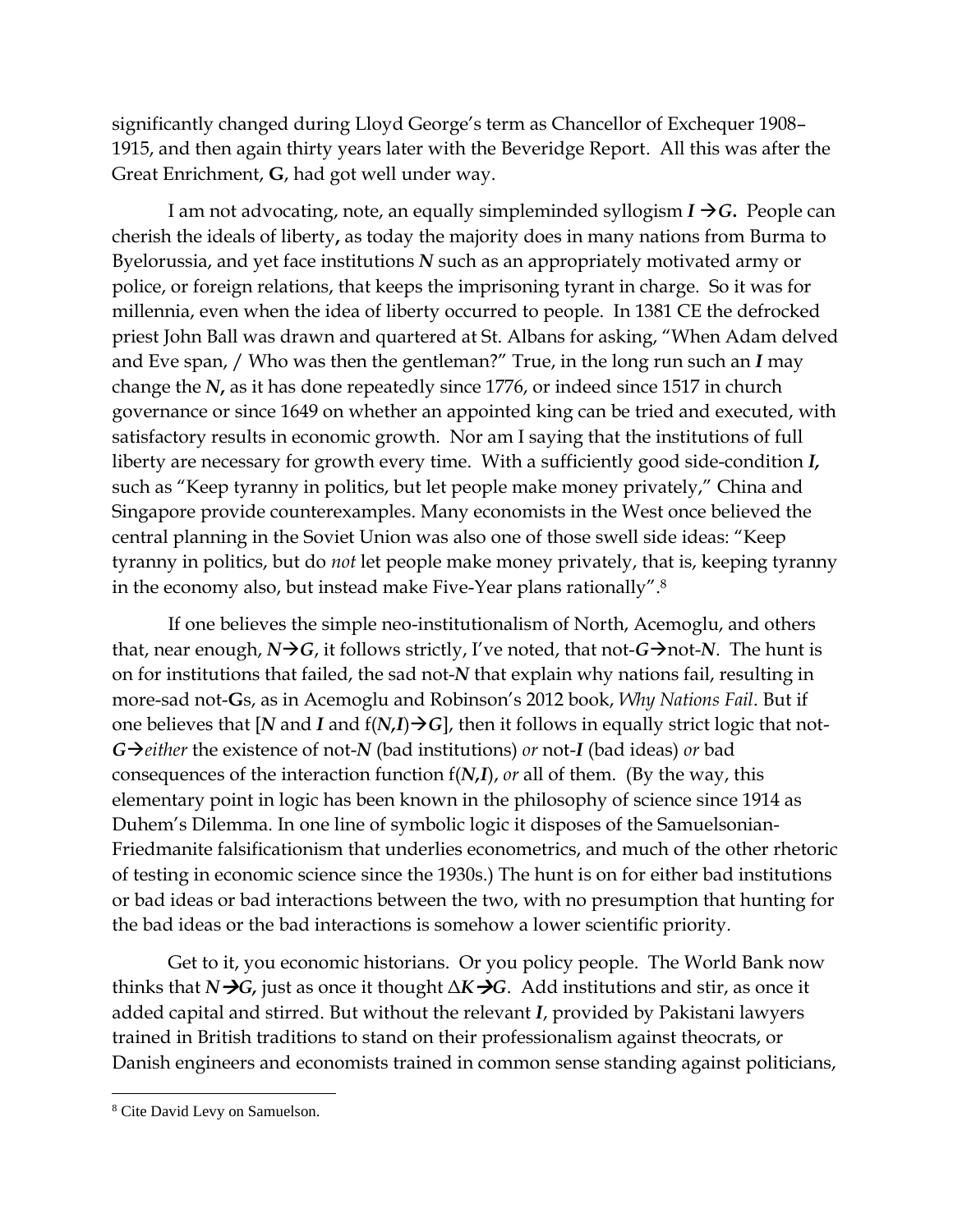significantly changed during Lloyd George's term as Chancellor of Exchequer 1908–1915, and then again thirty years later with the Beveridge Report. All this was after the Great Enrichment, **G**, had got well under way.

I am not advocating, note, an equally simpleminded syllogism $\boldsymbol{I} \rightarrow \boldsymbol{G}$**.** People can cherish the ideals of liberty**,** as today the majority does in many nations from Burma to Byelorussia, and yet face institutions $\boldsymbol{N}$ such as an appropriately motivated army or police, or foreign relations, that keeps the imprisoning tyrant in charge. So it was for millennia, even when the idea of liberty occurred to people. In 1381 CE the defrocked priest John Ball was drawn and quartered at St. Albans for asking, "When Adam delved and Eve span, / Who was then the gentleman?" True, in the long run such an $\boldsymbol{I}$ may change the $\boldsymbol{N}$**,** as it has done repeatedly since 1776, or indeed since 1517 in church governance or since 1649 on whether an appointed king can be tried and executed, with satisfactory results in economic growth. Nor am I saying that the institutions of full liberty are necessary for growth every time. With a sufficiently good side-condition $\boldsymbol{I}$**,** such as "Keep tyranny in politics, but let people make money privately," China and Singapore provide counterexamples. Many economists in the West once believed the central planning in the Soviet Union was also one of those swell side ideas: "Keep tyranny in politics, but do *not* let people make money privately, that is, keeping tyranny in the economy also, but instead make Five-Year plans rationally".[8]

If one believes the simple neo-institutionalism of North, Acemoglu, and others that, near enough, $\boldsymbol{N} \rightarrow \boldsymbol{G}$, it follows strictly, I've noted, that not-$\boldsymbol{G} \rightarrow$not-$\boldsymbol{N}$. The hunt is on for institutions that failed, the sad not-$\boldsymbol{N}$ that explain why nations fail, resulting in more-sad not-**G**s, as in Acemoglu and Robinson's 2012 book, *Why Nations Fail*. But if one believes that [$\boldsymbol{N}$ and $\boldsymbol{I}$ and f($\boldsymbol{N},\boldsymbol{I}$)$\rightarrow \boldsymbol{G}$], then it follows in equally strict logic that not-$\boldsymbol{G} \rightarrow$ *either* the existence of not-$\boldsymbol{N}$ (bad institutions) *or* not-$\boldsymbol{I}$ (bad ideas) *or* bad consequences of the interaction function f($\boldsymbol{N},\boldsymbol{I}$), *or* all of them. (By the way, this elementary point in logic has been known in the philosophy of science since 1914 as Duhem's Dilemma. In one line of symbolic logic it disposes of the Samuelsonian-Friedmanite falsificationism that underlies econometrics, and much of the other rhetoric of testing in economic science since the 1930s.) The hunt is on for either bad institutions or bad ideas or bad interactions between the two, with no presumption that hunting for the bad ideas or the bad interactions is somehow a lower scientific priority.

Get to it, you economic historians. Or you policy people. The World Bank now thinks that $\boldsymbol{N} \rightarrow \boldsymbol{G}$**,** just as once it thought $\Delta \boldsymbol{K} \rightarrow \boldsymbol{G}$. Add institutions and stir, as once it added capital and stirred. But without the relevant $\boldsymbol{I}$, provided by Pakistani lawyers trained in British traditions to stand on their professionalism against theocrats, or Danish engineers and economists trained in common sense standing against politicians,

[8] Cite David Levy on Samuelson.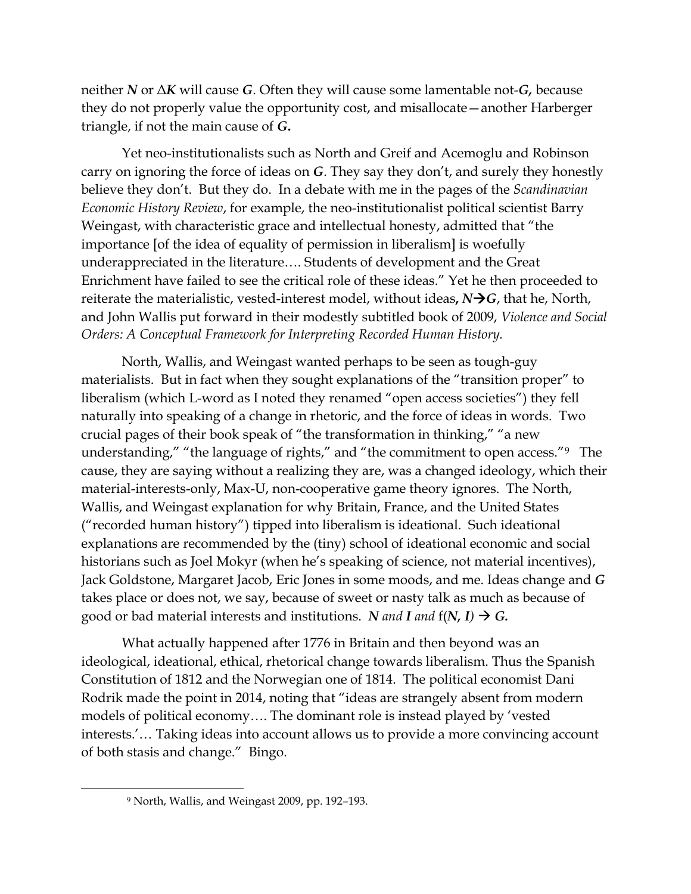neither ***N*** or Δ***K*** will cause ***G***. Often they will cause some lamentable not-***G*,** because they do not properly value the opportunity cost, and misallocate—another Harberger triangle, if not the main cause of ***G*.**

Yet neo-institutionalists such as North and Greif and Acemoglu and Robinson carry on ignoring the force of ideas on ***G***. They say they don't, and surely they honestly believe they don't. But they do. In a debate with me in the pages of the *Scandinavian Economic History Review*, for example, the neo-institutionalist political scientist Barry Weingast, with characteristic grace and intellectual honesty, admitted that "the importance [of the idea of equality of permission in liberalism] is woefully underappreciated in the literature…. Students of development and the Great Enrichment have failed to see the critical role of these ideas." Yet he then proceeded to reiterate the materialistic, vested-interest model, without ideas**, *N*→*G***, that he, North, and John Wallis put forward in their modestly subtitled book of 2009, *Violence and Social Orders: A Conceptual Framework for Interpreting Recorded Human History.*

North, Wallis, and Weingast wanted perhaps to be seen as tough-guy materialists. But in fact when they sought explanations of the "transition proper" to liberalism (which L-word as I noted they renamed "open access societies") they fell naturally into speaking of a change in rhetoric, and the force of ideas in words. Two crucial pages of their book speak of "the transformation in thinking," "a new understanding," "the language of rights," and "the commitment to open access."[9] The cause, they are saying without a realizing they are, was a changed ideology, which their material-interests-only, Max-U, non-cooperative game theory ignores. The North, Wallis, and Weingast explanation for why Britain, France, and the United States ("recorded human history") tipped into liberalism is ideational. Such ideational explanations are recommended by the (tiny) school of ideational economic and social historians such as Joel Mokyr (when he's speaking of science, not material incentives), Jack Goldstone, Margaret Jacob, Eric Jones in some moods, and me. Ideas change and ***G*** takes place or does not, we say, because of sweet or nasty talk as much as because of good or bad material interests and institutions. ***N** and **I** and* f(***N*, *I***) → ***G*.**

What actually happened after 1776 in Britain and then beyond was an ideological, ideational, ethical, rhetorical change towards liberalism. Thus the Spanish Constitution of 1812 and the Norwegian one of 1814. The political economist Dani Rodrik made the point in 2014, noting that "ideas are strangely absent from modern models of political economy…. The dominant role is instead played by 'vested interests.'… Taking ideas into account allows us to provide a more convincing account of both stasis and change." Bingo.

---

[9] North, Wallis, and Weingast 2009, pp. 192–193.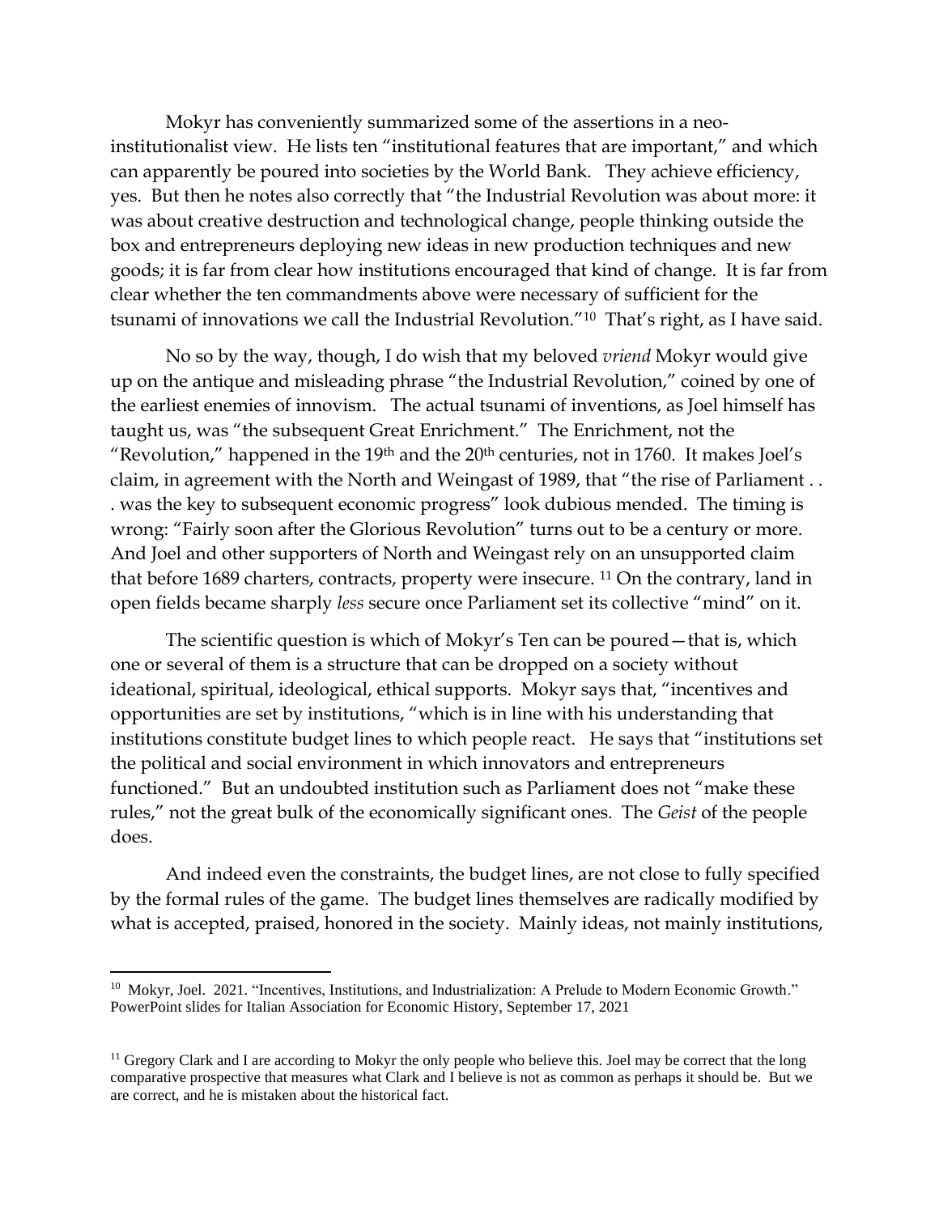Mokyr has conveniently summarized some of the assertions in a neo-institutionalist view. He lists ten "institutional features that are important," and which can apparently be poured into societies by the World Bank. They achieve efficiency, yes. But then he notes also correctly that "the Industrial Revolution was about more: it was about creative destruction and technological change, people thinking outside the box and entrepreneurs deploying new ideas in new production techniques and new goods; it is far from clear how institutions encouraged that kind of change. It is far from clear whether the ten commandments above were necessary of sufficient for the tsunami of innovations we call the Industrial Revolution."[10] That's right, as I have said.

No so by the way, though, I do wish that my beloved *vriend* Mokyr would give up on the antique and misleading phrase "the Industrial Revolution," coined by one of the earliest enemies of innovism. The actual tsunami of inventions, as Joel himself has taught us, was "the subsequent Great Enrichment." The Enrichment, not the "Revolution," happened in the 19th and the 20th centuries, not in 1760. It makes Joel's claim, in agreement with the North and Weingast of 1989, that "the rise of Parliament . . . was the key to subsequent economic progress" look dubious mended. The timing is wrong: "Fairly soon after the Glorious Revolution" turns out to be a century or more. And Joel and other supporters of North and Weingast rely on an unsupported claim that before 1689 charters, contracts, property were insecure. [11] On the contrary, land in open fields became sharply *less* secure once Parliament set its collective "mind" on it.

The scientific question is which of Mokyr's Ten can be poured—that is, which one or several of them is a structure that can be dropped on a society without ideational, spiritual, ideological, ethical supports. Mokyr says that, "incentives and opportunities are set by institutions, "which is in line with his understanding that institutions constitute budget lines to which people react. He says that "institutions set the political and social environment in which innovators and entrepreneurs functioned." But an undoubted institution such as Parliament does not "make these rules," not the great bulk of the economically significant ones. The *Geist* of the people does.

And indeed even the constraints, the budget lines, are not close to fully specified by the formal rules of the game. The budget lines themselves are radically modified by what is accepted, praised, honored in the society. Mainly ideas, not mainly institutions,

---

[10] Mokyr, Joel. 2021. "Incentives, Institutions, and Industrialization: A Prelude to Modern Economic Growth." PowerPoint slides for Italian Association for Economic History, September 17, 2021

[11] Gregory Clark and I are according to Mokyr the only people who believe this. Joel may be correct that the long comparative prospective that measures what Clark and I believe is not as common as perhaps it should be. But we are correct, and he is mistaken about the historical fact.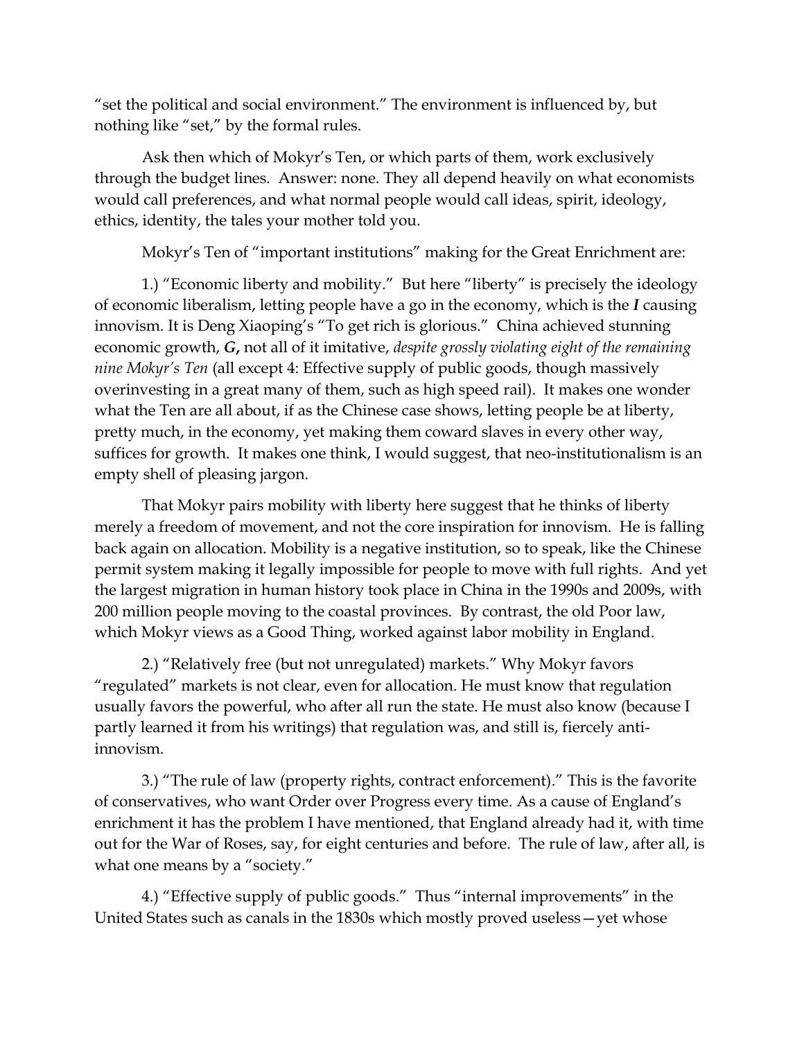"set the political and social environment." The environment is influenced by, but nothing like "set," by the formal rules.

Ask then which of Mokyr's Ten, or which parts of them, work exclusively through the budget lines. Answer: none. They all depend heavily on what economists would call preferences, and what normal people would call ideas, spirit, ideology, ethics, identity, the tales your mother told you.

Mokyr's Ten of "important institutions" making for the Great Enrichment are:

1.) "Economic liberty and mobility." But here "liberty" is precisely the ideology of economic liberalism, letting people have a go in the economy, which is the ***I*** causing innovism. It is Deng Xiaoping's "To get rich is glorious." China achieved stunning economic growth, ***G*,** not all of it imitative, *despite grossly violating eight of the remaining nine Mokyr's Ten* (all except 4: Effective supply of public goods, though massively overinvesting in a great many of them, such as high speed rail). It makes one wonder what the Ten are all about, if as the Chinese case shows, letting people be at liberty, pretty much, in the economy, yet making them coward slaves in every other way, suffices for growth. It makes one think, I would suggest, that neo-institutionalism is an empty shell of pleasing jargon.

That Mokyr pairs mobility with liberty here suggest that he thinks of liberty merely a freedom of movement, and not the core inspiration for innovism. He is falling back again on allocation. Mobility is a negative institution, so to speak, like the Chinese permit system making it legally impossible for people to move with full rights. And yet the largest migration in human history took place in China in the 1990s and 2009s, with 200 million people moving to the coastal provinces. By contrast, the old Poor law, which Mokyr views as a Good Thing, worked against labor mobility in England.

2.) "Relatively free (but not unregulated) markets." Why Mokyr favors "regulated" markets is not clear, even for allocation. He must know that regulation usually favors the powerful, who after all run the state. He must also know (because I partly learned it from his writings) that regulation was, and still is, fiercely anti-innovism.

3.) "The rule of law (property rights, contract enforcement)." This is the favorite of conservatives, who want Order over Progress every time. As a cause of England's enrichment it has the problem I have mentioned, that England already had it, with time out for the War of Roses, say, for eight centuries and before. The rule of law, after all, is what one means by a "society."

4.) "Effective supply of public goods." Thus "internal improvements" in the United States such as canals in the 1830s which mostly proved useless—yet whose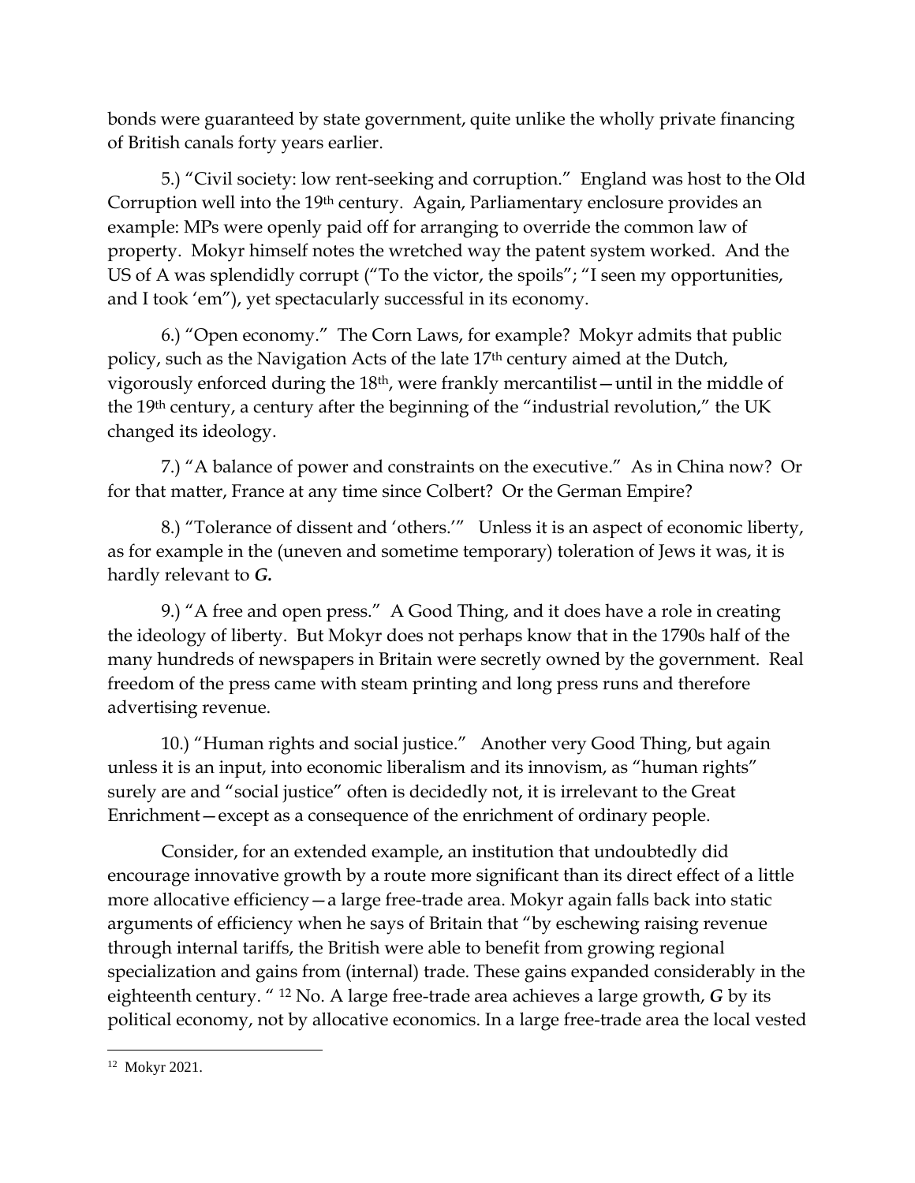bonds were guaranteed by state government, quite unlike the wholly private financing of British canals forty years earlier.

5.) "Civil society: low rent-seeking and corruption." England was host to the Old Corruption well into the 19th century. Again, Parliamentary enclosure provides an example: MPs were openly paid off for arranging to override the common law of property. Mokyr himself notes the wretched way the patent system worked. And the US of A was splendidly corrupt ("To the victor, the spoils"; "I seen my opportunities, and I took 'em"), yet spectacularly successful in its economy.

6.) "Open economy." The Corn Laws, for example? Mokyr admits that public policy, such as the Navigation Acts of the late 17th century aimed at the Dutch, vigorously enforced during the 18th, were frankly mercantilist—until in the middle of the 19th century, a century after the beginning of the "industrial revolution," the UK changed its ideology.

7.) "A balance of power and constraints on the executive." As in China now? Or for that matter, France at any time since Colbert? Or the German Empire?

8.) "Tolerance of dissent and 'others.'" Unless it is an aspect of economic liberty, as for example in the (uneven and sometime temporary) toleration of Jews it was, it is hardly relevant to ***G.***

9.) "A free and open press." A Good Thing, and it does have a role in creating the ideology of liberty. But Mokyr does not perhaps know that in the 1790s half of the many hundreds of newspapers in Britain were secretly owned by the government. Real freedom of the press came with steam printing and long press runs and therefore advertising revenue.

10.) "Human rights and social justice." Another very Good Thing, but again unless it is an input, into economic liberalism and its innovism, as "human rights" surely are and "social justice" often is decidedly not, it is irrelevant to the Great Enrichment—except as a consequence of the enrichment of ordinary people.

Consider, for an extended example, an institution that undoubtedly did encourage innovative growth by a route more significant than its direct effect of a little more allocative efficiency—a large free-trade area. Mokyr again falls back into static arguments of efficiency when he says of Britain that "by eschewing raising revenue through internal tariffs, the British were able to benefit from growing regional specialization and gains from (internal) trade. These gains expanded considerably in the eighteenth century. "[12] No. A large free-trade area achieves a large growth, ***G*** by its political economy, not by allocative economics. In a large free-trade area the local vested

[12] Mokyr 2021.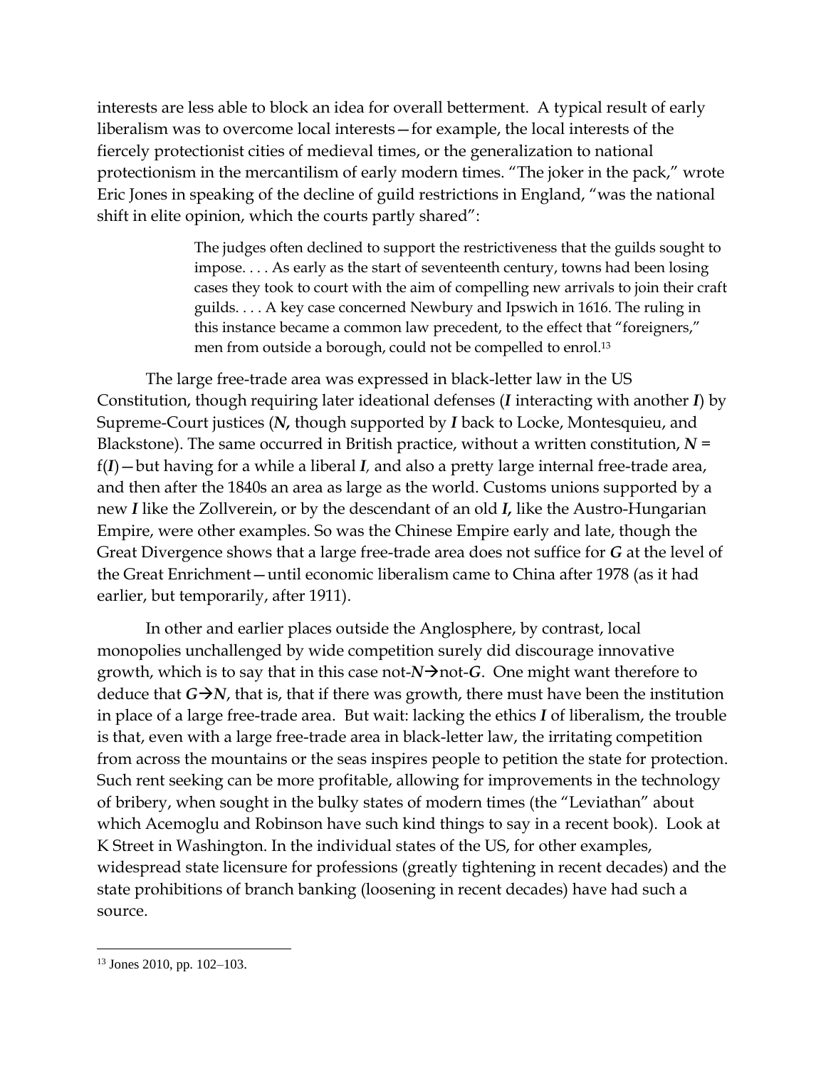interests are less able to block an idea for overall betterment. A typical result of early liberalism was to overcome local interests—for example, the local interests of the fiercely protectionist cities of medieval times, or the generalization to national protectionism in the mercantilism of early modern times. "The joker in the pack," wrote Eric Jones in speaking of the decline of guild restrictions in England, "was the national shift in elite opinion, which the courts partly shared":

> The judges often declined to support the restrictiveness that the guilds sought to impose. . . . As early as the start of seventeenth century, towns had been losing cases they took to court with the aim of compelling new arrivals to join their craft guilds. . . . A key case concerned Newbury and Ipswich in 1616. The ruling in this instance became a common law precedent, to the effect that "foreigners," men from outside a borough, could not be compelled to enrol.[13]

The large free-trade area was expressed in black-letter law in the US Constitution, though requiring later ideational defenses (***I*** interacting with another ***I***) by Supreme-Court justices (***N*,** though supported by ***I*** back to Locke, Montesquieu, and Blackstone). The same occurred in British practice, without a written constitution, ***N*** = f(***I***)—but having for a while a liberal ***I***, and also a pretty large internal free-trade area, and then after the 1840s an area as large as the world. Customs unions supported by a new ***I*** like the Zollverein, or by the descendant of an old ***I*,** like the Austro-Hungarian Empire, were other examples. So was the Chinese Empire early and late, though the Great Divergence shows that a large free-trade area does not suffice for ***G*** at the level of the Great Enrichment—until economic liberalism came to China after 1978 (as it had earlier, but temporarily, after 1911).

In other and earlier places outside the Anglosphere, by contrast, local monopolies unchallenged by wide competition surely did discourage innovative growth, which is to say that in this case not-***N***→not-***G***. One might want therefore to deduce that ***G***→***N***, that is, that if there was growth, there must have been the institution in place of a large free-trade area. But wait: lacking the ethics ***I*** of liberalism, the trouble is that, even with a large free-trade area in black-letter law, the irritating competition from across the mountains or the seas inspires people to petition the state for protection. Such rent seeking can be more profitable, allowing for improvements in the technology of bribery, when sought in the bulky states of modern times (the "Leviathan" about which Acemoglu and Robinson have such kind things to say in a recent book). Look at K Street in Washington. In the individual states of the US, for other examples, widespread state licensure for professions (greatly tightening in recent decades) and the state prohibitions of branch banking (loosening in recent decades) have had such a source.

---

[13] Jones 2010, pp. 102–103.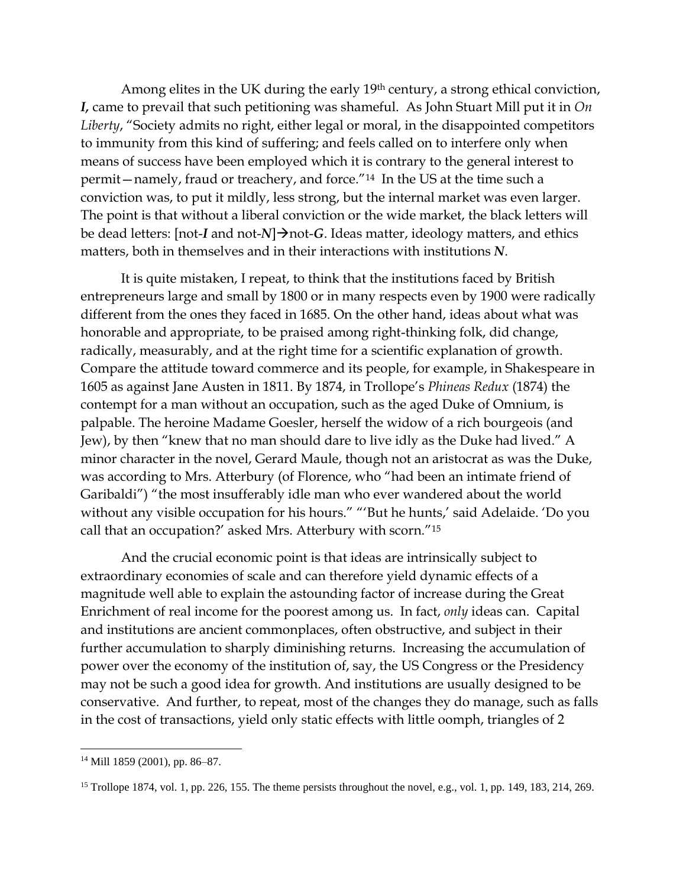Among elites in the UK during the early 19th century, a strong ethical conviction, ***I***, came to prevail that such petitioning was shameful. As John Stuart Mill put it in *On Liberty*, "Society admits no right, either legal or moral, in the disappointed competitors to immunity from this kind of suffering; and feels called on to interfere only when means of success have been employed which it is contrary to the general interest to permit—namely, fraud or treachery, and force."[14] In the US at the time such a conviction was, to put it mildly, less strong, but the internal market was even larger. The point is that without a liberal conviction or the wide market, the black letters will be dead letters: [not-***I*** and not-***N***]→not-***G***. Ideas matter, ideology matters, and ethics matters, both in themselves and in their interactions with institutions ***N***.

It is quite mistaken, I repeat, to think that the institutions faced by British entrepreneurs large and small by 1800 or in many respects even by 1900 were radically different from the ones they faced in 1685. On the other hand, ideas about what was honorable and appropriate, to be praised among right-thinking folk, did change, radically, measurably, and at the right time for a scientific explanation of growth. Compare the attitude toward commerce and its people, for example, in Shakespeare in 1605 as against Jane Austen in 1811. By 1874, in Trollope's *Phineas Redux* (1874) the contempt for a man without an occupation, such as the aged Duke of Omnium, is palpable. The heroine Madame Goesler, herself the widow of a rich bourgeois (and Jew), by then "knew that no man should dare to live idly as the Duke had lived." A minor character in the novel, Gerard Maule, though not an aristocrat as was the Duke, was according to Mrs. Atterbury (of Florence, who "had been an intimate friend of Garibaldi") "the most insufferably idle man who ever wandered about the world without any visible occupation for his hours." "'But he hunts,' said Adelaide. 'Do you call that an occupation?' asked Mrs. Atterbury with scorn."[15]

And the crucial economic point is that ideas are intrinsically subject to extraordinary economies of scale and can therefore yield dynamic effects of a magnitude well able to explain the astounding factor of increase during the Great Enrichment of real income for the poorest among us. In fact, *only* ideas can. Capital and institutions are ancient commonplaces, often obstructive, and subject in their further accumulation to sharply diminishing returns. Increasing the accumulation of power over the economy of the institution of, say, the US Congress or the Presidency may not be such a good idea for growth. And institutions are usually designed to be conservative. And further, to repeat, most of the changes they do manage, such as falls in the cost of transactions, yield only static effects with little oomph, triangles of 2

---

[14] Mill 1859 (2001), pp. 86–87.

[15] Trollope 1874, vol. 1, pp. 226, 155. The theme persists throughout the novel, e.g., vol. 1, pp. 149, 183, 214, 269.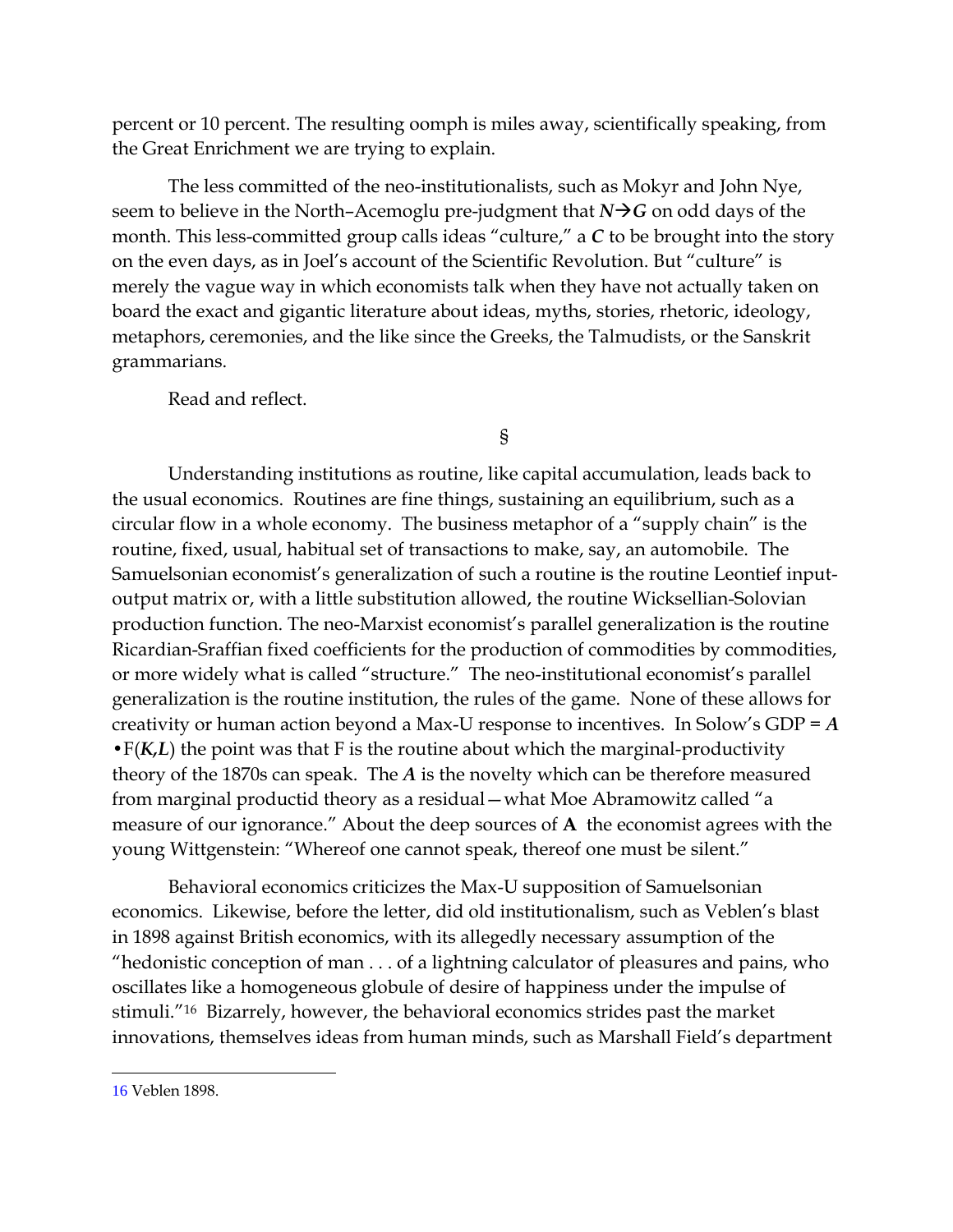percent or 10 percent. The resulting oomph is miles away, scientifically speaking, from the Great Enrichment we are trying to explain.

The less committed of the neo-institutionalists, such as Mokyr and John Nye, seem to believe in the North–Acemoglu pre-judgment that $\boldsymbol{N \rightarrow G}$ on odd days of the month. This less-committed group calls ideas "culture," a $\boldsymbol{C}$ to be brought into the story on the even days, as in Joel's account of the Scientific Revolution. But "culture" is merely the vague way in which economists talk when they have not actually taken on board the exact and gigantic literature about ideas, myths, stories, rhetoric, ideology, metaphors, ceremonies, and the like since the Greeks, the Talmudists, or the Sanskrit grammarians.

Read and reflect.

§

Understanding institutions as routine, like capital accumulation, leads back to the usual economics. Routines are fine things, sustaining an equilibrium, such as a circular flow in a whole economy. The business metaphor of a "supply chain" is the routine, fixed, usual, habitual set of transactions to make, say, an automobile. The Samuelsonian economist's generalization of such a routine is the routine Leontief input-output matrix or, with a little substitution allowed, the routine Wicksellian-Solovian production function. The neo-Marxist economist's parallel generalization is the routine Ricardian-Sraffian fixed coefficients for the production of commodities by commodities, or more widely what is called "structure." The neo-institutional economist's parallel generalization is the routine institution, the rules of the game. None of these allows for creativity or human action beyond a Max-U response to incentives. In Solow's GDP = $\boldsymbol{A} \bullet \mathrm{F}(\boldsymbol{K,L})$ the point was that F is the routine about which the marginal-productivity theory of the 1870s can speak. The $\boldsymbol{A}$ is the novelty which can be therefore measured from marginal productid theory as a residual—what Moe Abramowitz called "a measure of our ignorance." About the deep sources of **A** the economist agrees with the young Wittgenstein: "Whereof one cannot speak, thereof one must be silent."

Behavioral economics criticizes the Max-U supposition of Samuelsonian economics. Likewise, before the letter, did old institutionalism, such as Veblen's blast in 1898 against British economics, with its allegedly necessary assumption of the "hedonistic conception of man . . . of a lightning calculator of pleasures and pains, who oscillates like a homogeneous globule of desire of happiness under the impulse of stimuli."[16] Bizarrely, however, the behavioral economics strides past the market innovations, themselves ideas from human minds, such as Marshall Field's department

---

16 Veblen 1898.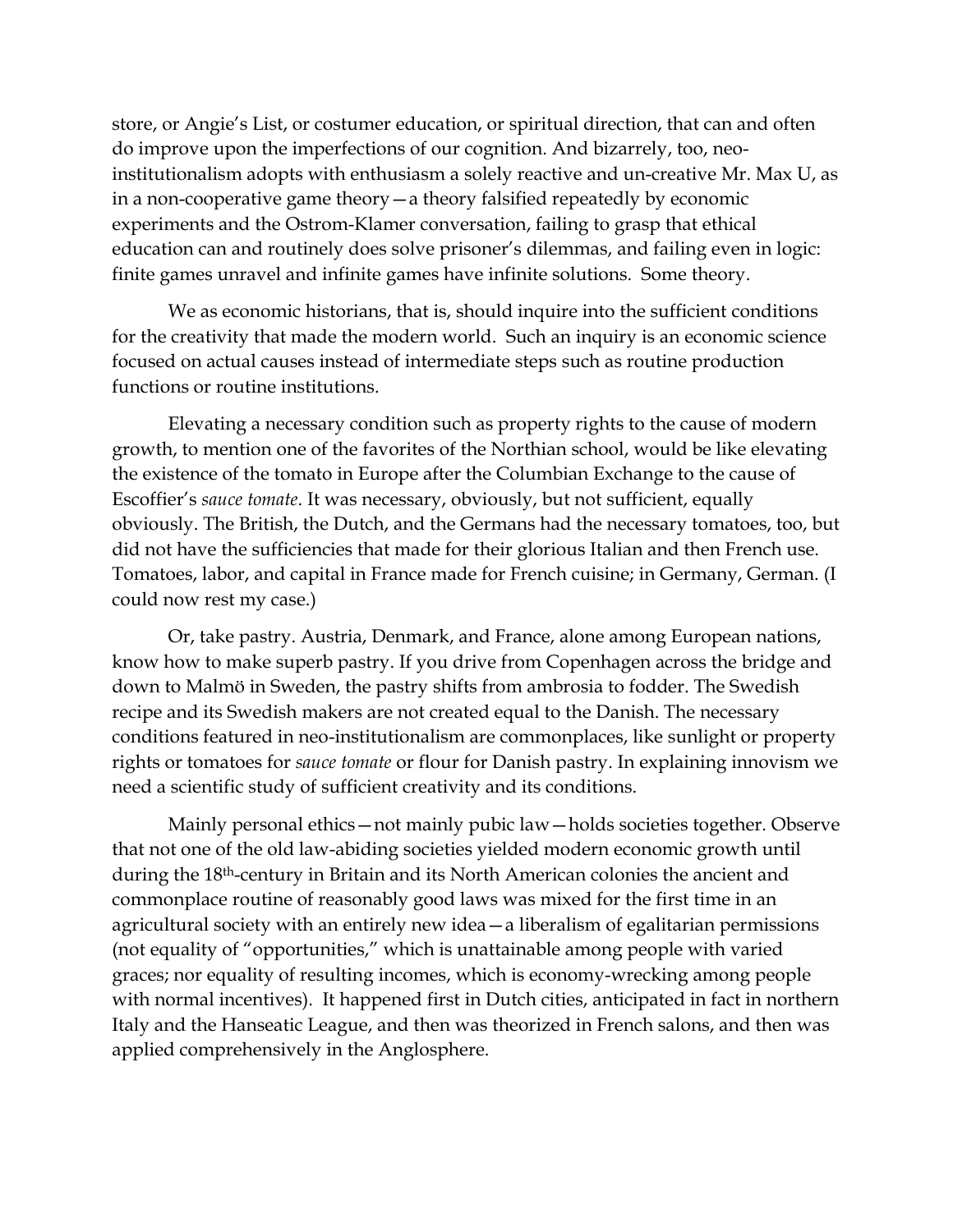store, or Angie's List, or costumer education, or spiritual direction, that can and often do improve upon the imperfections of our cognition. And bizarrely, too, neo-institutionalism adopts with enthusiasm a solely reactive and un-creative Mr. Max U, as in a non-cooperative game theory—a theory falsified repeatedly by economic experiments and the Ostrom-Klamer conversation, failing to grasp that ethical education can and routinely does solve prisoner's dilemmas, and failing even in logic: finite games unravel and infinite games have infinite solutions. Some theory.

We as economic historians, that is, should inquire into the sufficient conditions for the creativity that made the modern world. Such an inquiry is an economic science focused on actual causes instead of intermediate steps such as routine production functions or routine institutions.

Elevating a necessary condition such as property rights to the cause of modern growth, to mention one of the favorites of the Northian school, would be like elevating the existence of the tomato in Europe after the Columbian Exchange to the cause of Escoffier's *sauce tomate*. It was necessary, obviously, but not sufficient, equally obviously. The British, the Dutch, and the Germans had the necessary tomatoes, too, but did not have the sufficiencies that made for their glorious Italian and then French use. Tomatoes, labor, and capital in France made for French cuisine; in Germany, German. (I could now rest my case.)

Or, take pastry. Austria, Denmark, and France, alone among European nations, know how to make superb pastry. If you drive from Copenhagen across the bridge and down to Malmö in Sweden, the pastry shifts from ambrosia to fodder. The Swedish recipe and its Swedish makers are not created equal to the Danish. The necessary conditions featured in neo-institutionalism are commonplaces, like sunlight or property rights or tomatoes for *sauce tomate* or flour for Danish pastry. In explaining innovism we need a scientific study of sufficient creativity and its conditions.

Mainly personal ethics—not mainly pubic law—holds societies together. Observe that not one of the old law-abiding societies yielded modern economic growth until during the 18th-century in Britain and its North American colonies the ancient and commonplace routine of reasonably good laws was mixed for the first time in an agricultural society with an entirely new idea—a liberalism of egalitarian permissions (not equality of "opportunities," which is unattainable among people with varied graces; nor equality of resulting incomes, which is economy-wrecking among people with normal incentives). It happened first in Dutch cities, anticipated in fact in northern Italy and the Hanseatic League, and then was theorized in French salons, and then was applied comprehensively in the Anglosphere.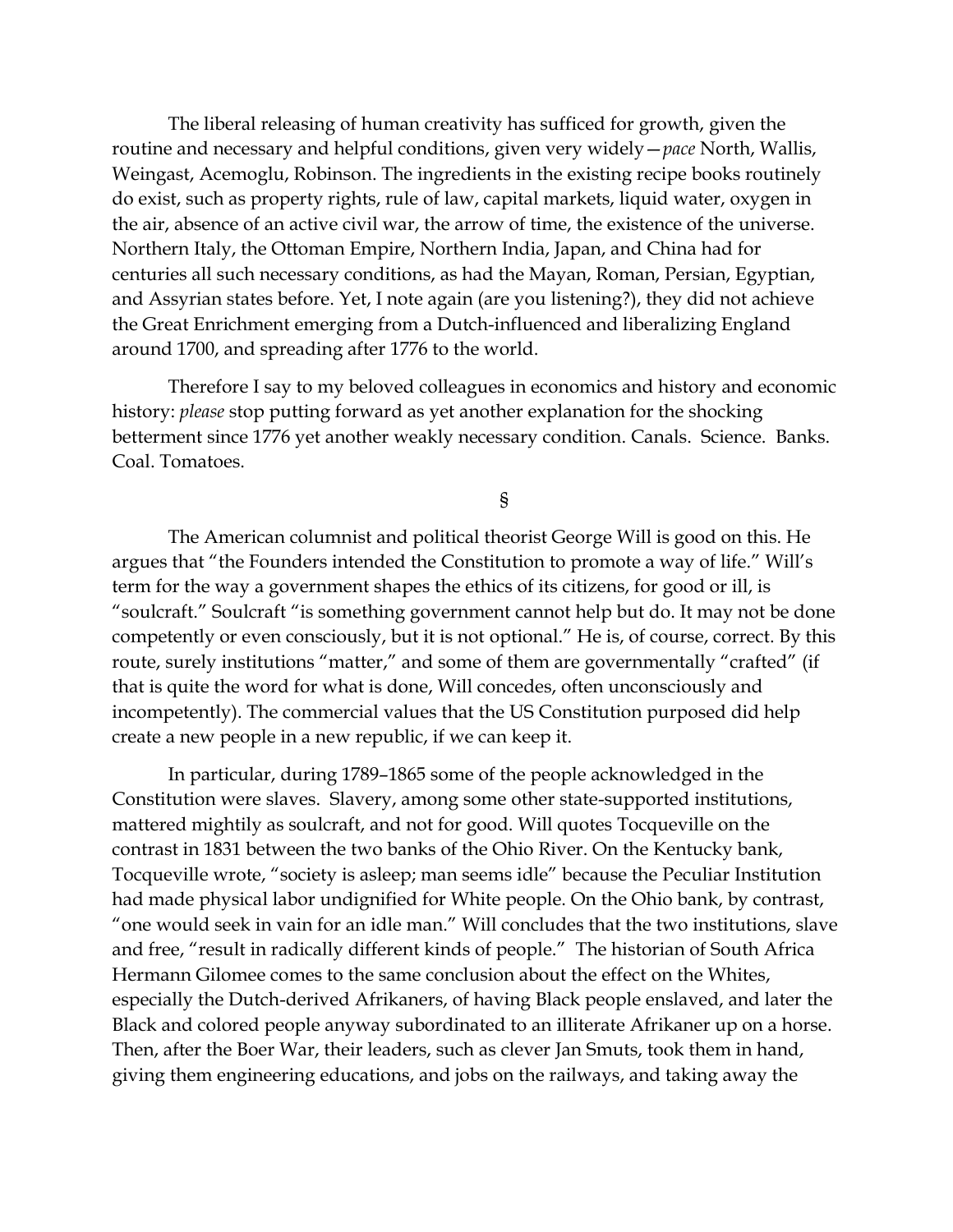The liberal releasing of human creativity has sufficed for growth, given the routine and necessary and helpful conditions, given very widely—*pace* North, Wallis, Weingast, Acemoglu, Robinson. The ingredients in the existing recipe books routinely do exist, such as property rights, rule of law, capital markets, liquid water, oxygen in the air, absence of an active civil war, the arrow of time, the existence of the universe. Northern Italy, the Ottoman Empire, Northern India, Japan, and China had for centuries all such necessary conditions, as had the Mayan, Roman, Persian, Egyptian, and Assyrian states before. Yet, I note again (are you listening?), they did not achieve the Great Enrichment emerging from a Dutch-influenced and liberalizing England around 1700, and spreading after 1776 to the world.

Therefore I say to my beloved colleagues in economics and history and economic history: *please* stop putting forward as yet another explanation for the shocking betterment since 1776 yet another weakly necessary condition. Canals. Science. Banks. Coal. Tomatoes.

§

The American columnist and political theorist George Will is good on this. He argues that "the Founders intended the Constitution to promote a way of life." Will's term for the way a government shapes the ethics of its citizens, for good or ill, is "soulcraft." Soulcraft "is something government cannot help but do. It may not be done competently or even consciously, but it is not optional." He is, of course, correct. By this route, surely institutions "matter," and some of them are governmentally "crafted" (if that is quite the word for what is done, Will concedes, often unconsciously and incompetently). The commercial values that the US Constitution purposed did help create a new people in a new republic, if we can keep it.

In particular, during 1789–1865 some of the people acknowledged in the Constitution were slaves. Slavery, among some other state-supported institutions, mattered mightily as soulcraft, and not for good. Will quotes Tocqueville on the contrast in 1831 between the two banks of the Ohio River. On the Kentucky bank, Tocqueville wrote, "society is asleep; man seems idle" because the Peculiar Institution had made physical labor undignified for White people. On the Ohio bank, by contrast, "one would seek in vain for an idle man." Will concludes that the two institutions, slave and free, "result in radically different kinds of people." The historian of South Africa Hermann Gilomee comes to the same conclusion about the effect on the Whites, especially the Dutch-derived Afrikaners, of having Black people enslaved, and later the Black and colored people anyway subordinated to an illiterate Afrikaner up on a horse. Then, after the Boer War, their leaders, such as clever Jan Smuts, took them in hand, giving them engineering educations, and jobs on the railways, and taking away the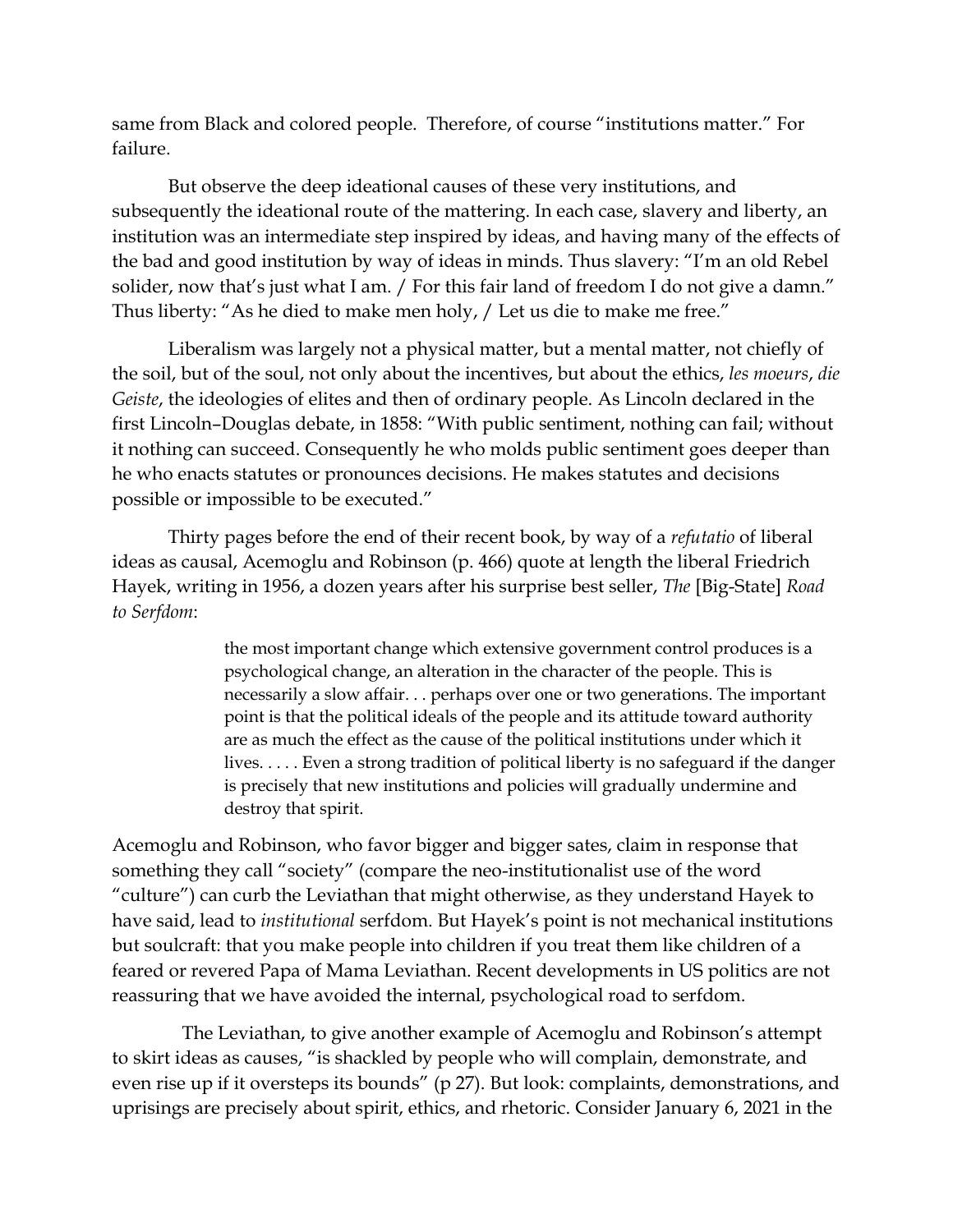same from Black and colored people. Therefore, of course "institutions matter." For failure.

But observe the deep ideational causes of these very institutions, and subsequently the ideational route of the mattering. In each case, slavery and liberty, an institution was an intermediate step inspired by ideas, and having many of the effects of the bad and good institution by way of ideas in minds. Thus slavery: "I'm an old Rebel solider, now that's just what I am. / For this fair land of freedom I do not give a damn." Thus liberty: "As he died to make men holy, / Let us die to make me free."

Liberalism was largely not a physical matter, but a mental matter, not chiefly of the soil, but of the soul, not only about the incentives, but about the ethics, *les moeurs*, *die Geiste*, the ideologies of elites and then of ordinary people. As Lincoln declared in the first Lincoln–Douglas debate, in 1858: "With public sentiment, nothing can fail; without it nothing can succeed. Consequently he who molds public sentiment goes deeper than he who enacts statutes or pronounces decisions. He makes statutes and decisions possible or impossible to be executed."

Thirty pages before the end of their recent book, by way of a *refutatio* of liberal ideas as causal, Acemoglu and Robinson (p. 466) quote at length the liberal Friedrich Hayek, writing in 1956, a dozen years after his surprise best seller, *The* [Big-State] *Road to Serfdom*:

> the most important change which extensive government control produces is a psychological change, an alteration in the character of the people. This is necessarily a slow affair. . . perhaps over one or two generations. The important point is that the political ideals of the people and its attitude toward authority are as much the effect as the cause of the political institutions under which it lives. . . . . Even a strong tradition of political liberty is no safeguard if the danger is precisely that new institutions and policies will gradually undermine and destroy that spirit.

Acemoglu and Robinson, who favor bigger and bigger sates, claim in response that something they call "society" (compare the neo-institutionalist use of the word "culture") can curb the Leviathan that might otherwise, as they understand Hayek to have said, lead to *institutional* serfdom. But Hayek's point is not mechanical institutions but soulcraft: that you make people into children if you treat them like children of a feared or revered Papa of Mama Leviathan. Recent developments in US politics are not reassuring that we have avoided the internal, psychological road to serfdom.

The Leviathan, to give another example of Acemoglu and Robinson's attempt to skirt ideas as causes, "is shackled by people who will complain, demonstrate, and even rise up if it oversteps its bounds" (p 27). But look: complaints, demonstrations, and uprisings are precisely about spirit, ethics, and rhetoric. Consider January 6, 2021 in the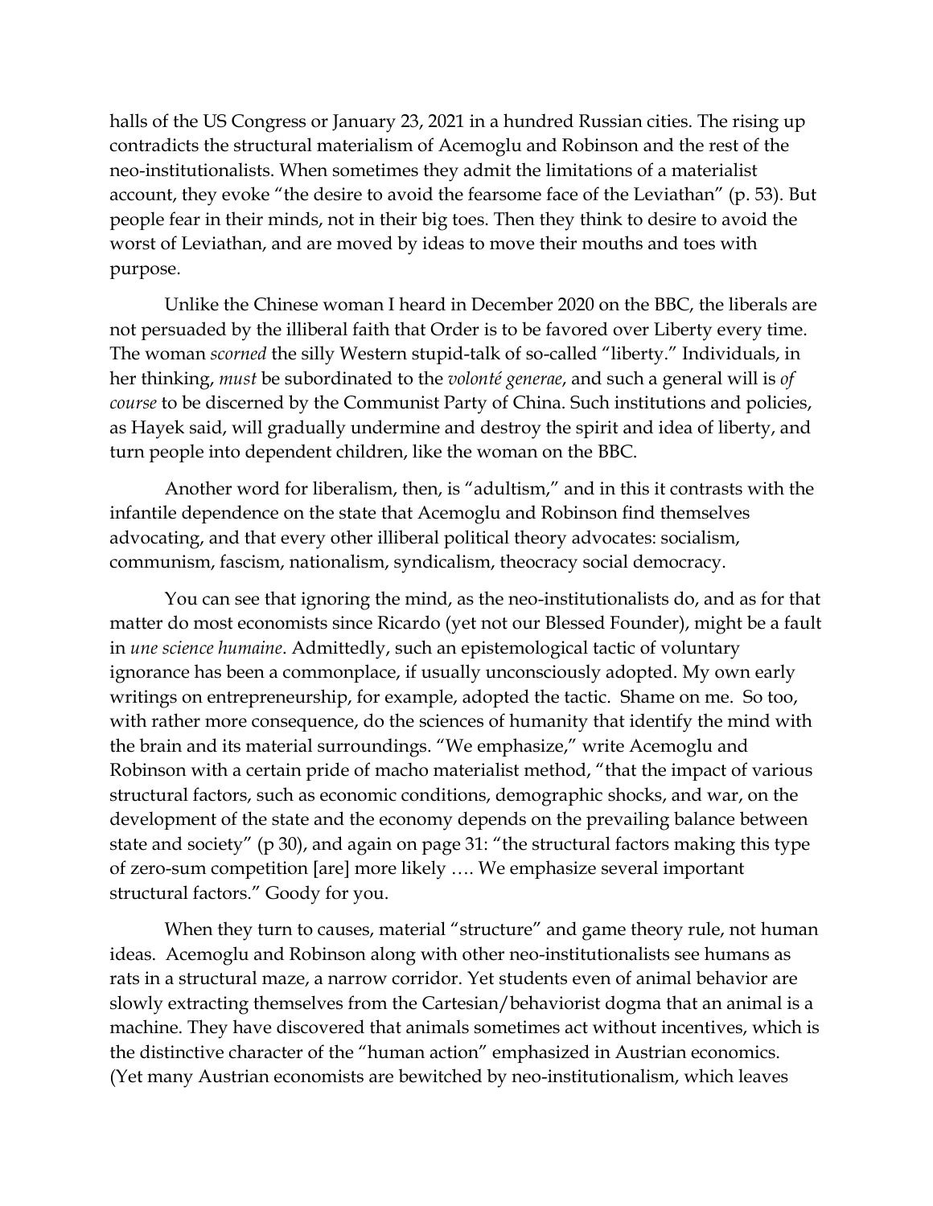halls of the US Congress or January 23, 2021 in a hundred Russian cities. The rising up contradicts the structural materialism of Acemoglu and Robinson and the rest of the neo-institutionalists. When sometimes they admit the limitations of a materialist account, they evoke "the desire to avoid the fearsome face of the Leviathan" (p. 53). But people fear in their minds, not in their big toes. Then they think to desire to avoid the worst of Leviathan, and are moved by ideas to move their mouths and toes with purpose.

Unlike the Chinese woman I heard in December 2020 on the BBC, the liberals are not persuaded by the illiberal faith that Order is to be favored over Liberty every time. The woman *scorned* the silly Western stupid-talk of so-called "liberty." Individuals, in her thinking, *must* be subordinated to the *volonté generae*, and such a general will is *of course* to be discerned by the Communist Party of China. Such institutions and policies, as Hayek said, will gradually undermine and destroy the spirit and idea of liberty, and turn people into dependent children, like the woman on the BBC.

Another word for liberalism, then, is "adultism," and in this it contrasts with the infantile dependence on the state that Acemoglu and Robinson find themselves advocating, and that every other illiberal political theory advocates: socialism, communism, fascism, nationalism, syndicalism, theocracy social democracy.

You can see that ignoring the mind, as the neo-institutionalists do, and as for that matter do most economists since Ricardo (yet not our Blessed Founder), might be a fault in *une science humaine*. Admittedly, such an epistemological tactic of voluntary ignorance has been a commonplace, if usually unconsciously adopted. My own early writings on entrepreneurship, for example, adopted the tactic. Shame on me. So too, with rather more consequence, do the sciences of humanity that identify the mind with the brain and its material surroundings. "We emphasize," write Acemoglu and Robinson with a certain pride of macho materialist method, "that the impact of various structural factors, such as economic conditions, demographic shocks, and war, on the development of the state and the economy depends on the prevailing balance between state and society" (p 30), and again on page 31: "the structural factors making this type of zero-sum competition [are] more likely …. We emphasize several important structural factors." Goody for you.

When they turn to causes, material "structure" and game theory rule, not human ideas. Acemoglu and Robinson along with other neo-institutionalists see humans as rats in a structural maze, a narrow corridor. Yet students even of animal behavior are slowly extracting themselves from the Cartesian/behaviorist dogma that an animal is a machine. They have discovered that animals sometimes act without incentives, which is the distinctive character of the "human action" emphasized in Austrian economics. (Yet many Austrian economists are bewitched by neo-institutionalism, which leaves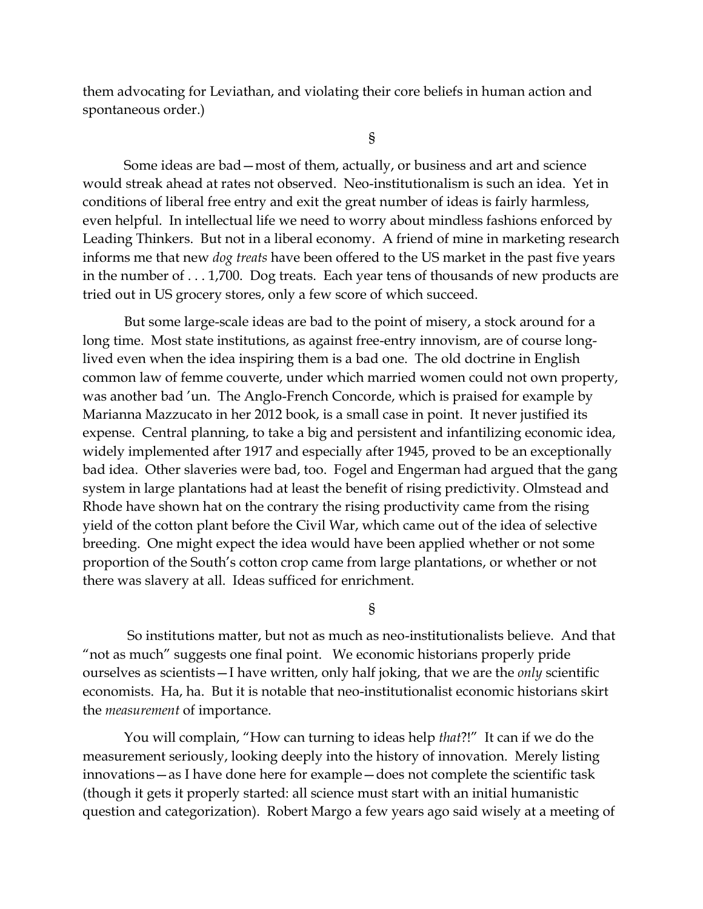them advocating for Leviathan, and violating their core beliefs in human action and spontaneous order.)

§

Some ideas are bad—most of them, actually, or business and art and science would streak ahead at rates not observed. Neo-institutionalism is such an idea. Yet in conditions of liberal free entry and exit the great number of ideas is fairly harmless, even helpful. In intellectual life we need to worry about mindless fashions enforced by Leading Thinkers. But not in a liberal economy. A friend of mine in marketing research informs me that new *dog treats* have been offered to the US market in the past five years in the number of . . . 1,700. Dog treats. Each year tens of thousands of new products are tried out in US grocery stores, only a few score of which succeed.

But some large-scale ideas are bad to the point of misery, a stock around for a long time. Most state institutions, as against free-entry innovism, are of course long-lived even when the idea inspiring them is a bad one. The old doctrine in English common law of femme couverte, under which married women could not own property, was another bad 'un. The Anglo-French Concorde, which is praised for example by Marianna Mazzucato in her 2012 book, is a small case in point. It never justified its expense. Central planning, to take a big and persistent and infantilizing economic idea, widely implemented after 1917 and especially after 1945, proved to be an exceptionally bad idea. Other slaveries were bad, too. Fogel and Engerman had argued that the gang system in large plantations had at least the benefit of rising predictivity. Olmstead and Rhode have shown hat on the contrary the rising productivity came from the rising yield of the cotton plant before the Civil War, which came out of the idea of selective breeding. One might expect the idea would have been applied whether or not some proportion of the South's cotton crop came from large plantations, or whether or not there was slavery at all. Ideas sufficed for enrichment.

§

So institutions matter, but not as much as neo-institutionalists believe. And that "not as much" suggests one final point. We economic historians properly pride ourselves as scientists—I have written, only half joking, that we are the *only* scientific economists. Ha, ha. But it is notable that neo-institutionalist economic historians skirt the *measurement* of importance.

You will complain, "How can turning to ideas help *that*?!" It can if we do the measurement seriously, looking deeply into the history of innovation. Merely listing innovations—as I have done here for example—does not complete the scientific task (though it gets it properly started: all science must start with an initial humanistic question and categorization). Robert Margo a few years ago said wisely at a meeting of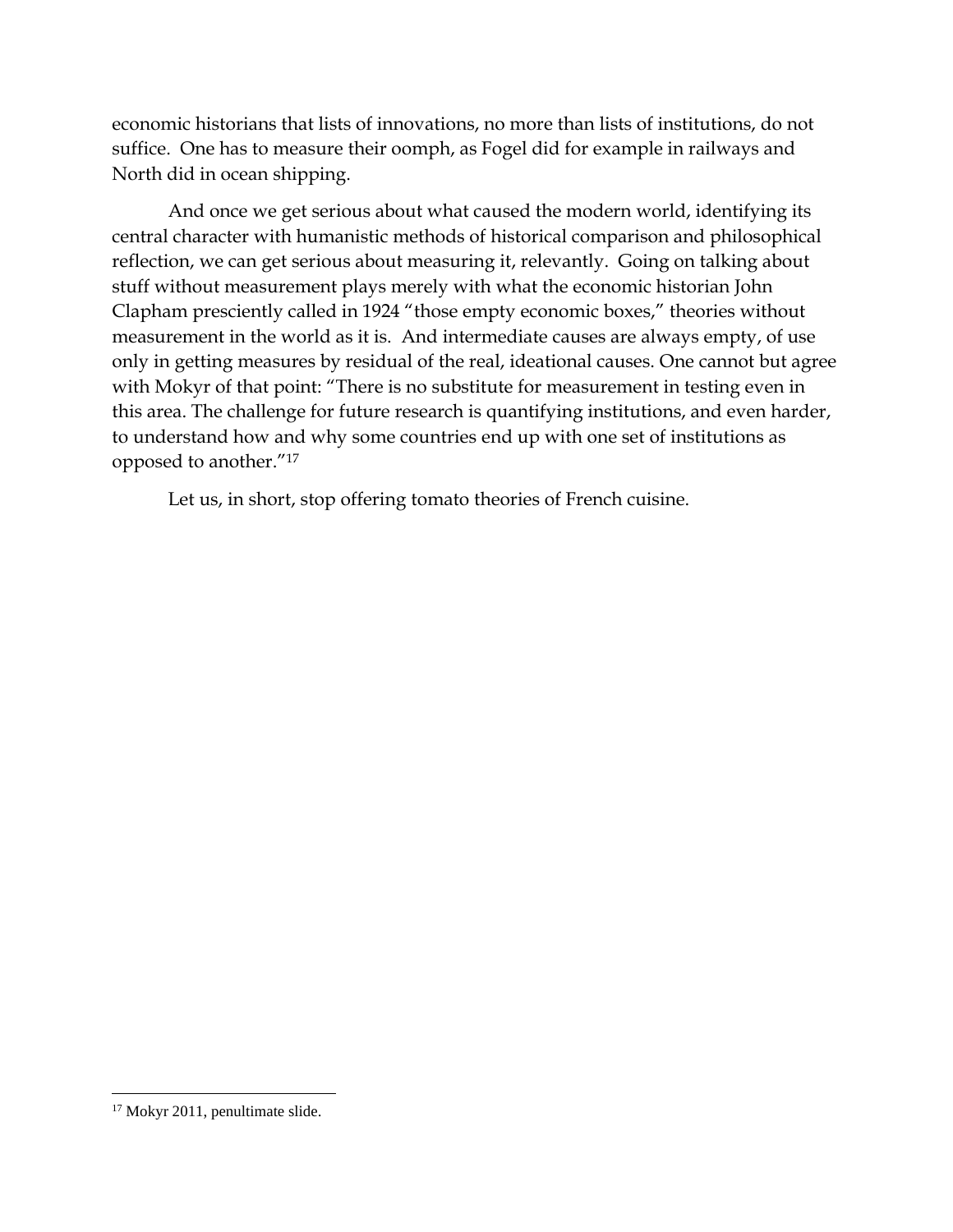economic historians that lists of innovations, no more than lists of institutions, do not suffice. One has to measure their oomph, as Fogel did for example in railways and North did in ocean shipping.

And once we get serious about what caused the modern world, identifying its central character with humanistic methods of historical comparison and philosophical reflection, we can get serious about measuring it, relevantly. Going on talking about stuff without measurement plays merely with what the economic historian John Clapham presciently called in 1924 "those empty economic boxes," theories without measurement in the world as it is. And intermediate causes are always empty, of use only in getting measures by residual of the real, ideational causes. One cannot but agree with Mokyr of that point: "There is no substitute for measurement in testing even in this area. The challenge for future research is quantifying institutions, and even harder, to understand how and why some countries end up with one set of institutions as opposed to another."[17]

Let us, in short, stop offering tomato theories of French cuisine.

---

[17] Mokyr 2011, penultimate slide.